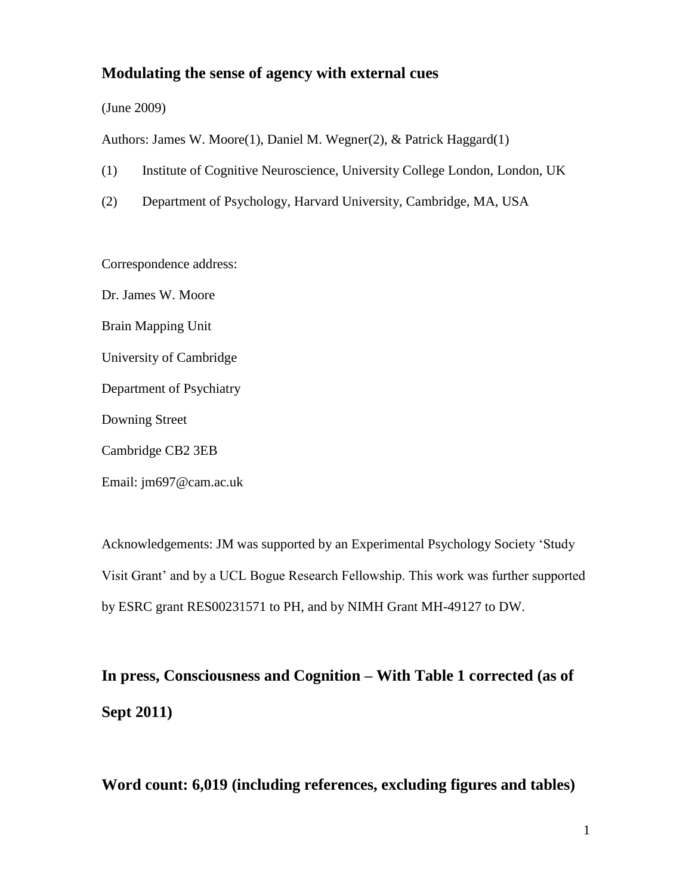# Modulating the sense of agency with external cues

(June 2009)

Authors: James W. Moore(1), Daniel M. Wegner(2), & Patrick Haggard(1)

(1) Institute of Cognitive Neuroscience, University College London, London, UK

(2) Department of Psychology, Harvard University, Cambridge, MA, USA

Correspondence address:

Dr. James W. Moore

Brain Mapping Unit

University of Cambridge

Department of Psychiatry

Downing Street

Cambridge CB2 3EB

Email: jm697@cam.ac.uk

Acknowledgements: JM was supported by an Experimental Psychology Society 'Study Visit Grant' and by a UCL Bogue Research Fellowship. This work was further supported by ESRC grant RES00231571 to PH, and by NIMH Grant MH-49127 to DW.

**In press, Consciousness and Cognition – With Table 1 corrected (as of Sept 2011)**

**Word count: 6,019 (including references, excluding figures and tables)**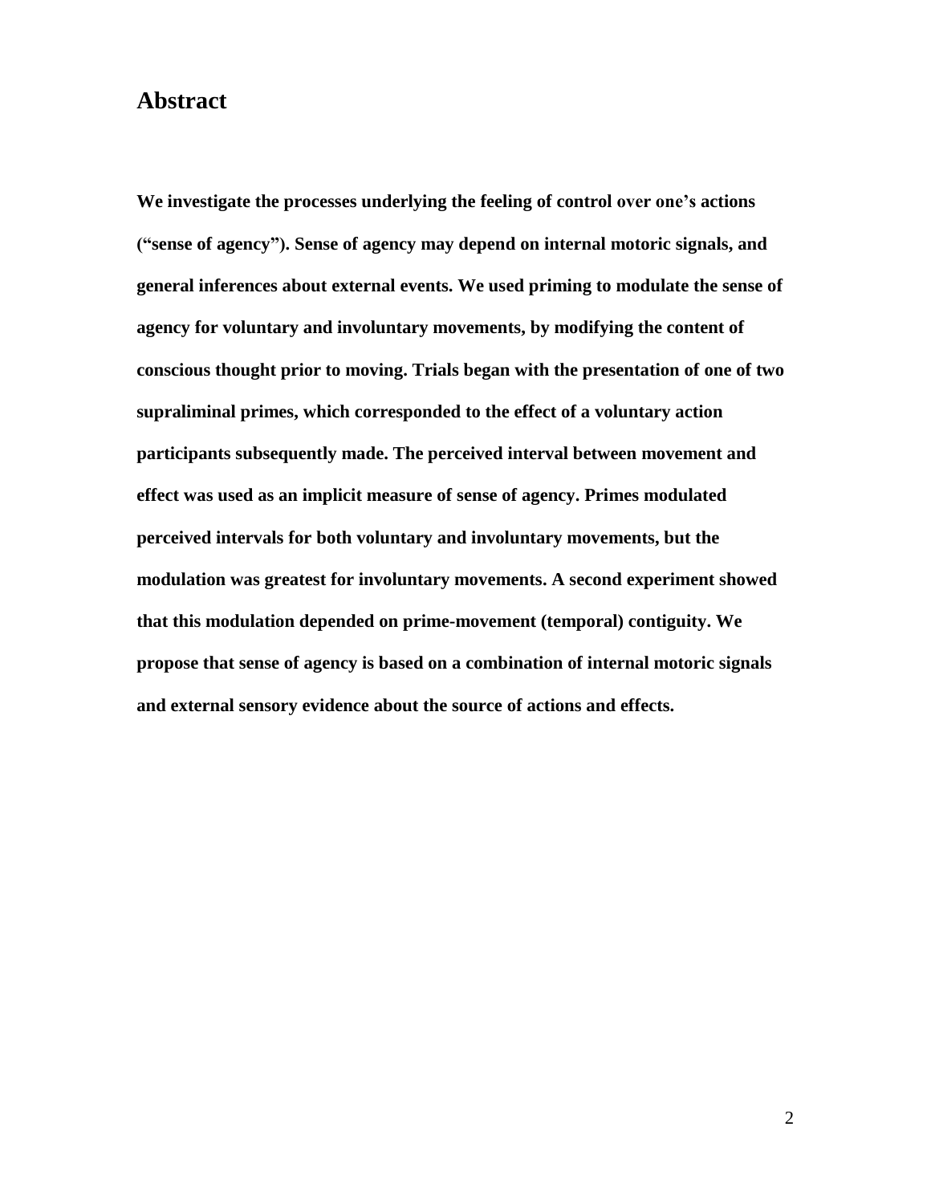## Abstract

**We investigate the processes underlying the feeling of control over one's actions ("sense of agency"). Sense of agency may depend on internal motoric signals, and general inferences about external events. We used priming to modulate the sense of agency for voluntary and involuntary movements, by modifying the content of conscious thought prior to moving. Trials began with the presentation of one of two supraliminal primes, which corresponded to the effect of a voluntary action participants subsequently made. The perceived interval between movement and effect was used as an implicit measure of sense of agency. Primes modulated perceived intervals for both voluntary and involuntary movements, but the modulation was greatest for involuntary movements. A second experiment showed that this modulation depended on prime-movement (temporal) contiguity. We propose that sense of agency is based on a combination of internal motoric signals and external sensory evidence about the source of actions and effects.**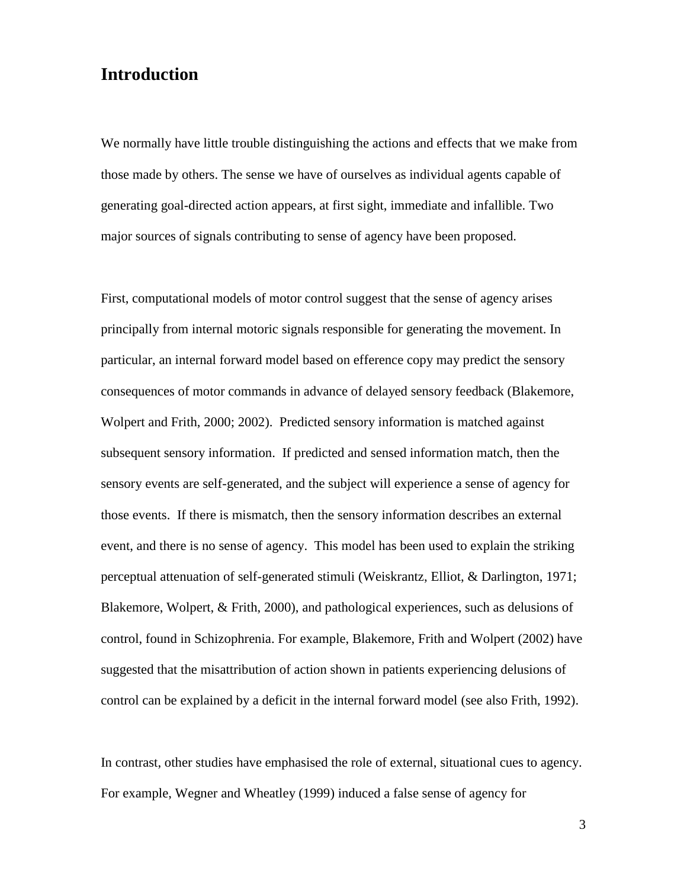## Introduction

We normally have little trouble distinguishing the actions and effects that we make from those made by others. The sense we have of ourselves as individual agents capable of generating goal-directed action appears, at first sight, immediate and infallible. Two major sources of signals contributing to sense of agency have been proposed.

First, computational models of motor control suggest that the sense of agency arises principally from internal motoric signals responsible for generating the movement. In particular, an internal forward model based on efference copy may predict the sensory consequences of motor commands in advance of delayed sensory feedback (Blakemore, Wolpert and Frith, 2000; 2002). Predicted sensory information is matched against subsequent sensory information. If predicted and sensed information match, then the sensory events are self-generated, and the subject will experience a sense of agency for those events. If there is mismatch, then the sensory information describes an external event, and there is no sense of agency. This model has been used to explain the striking perceptual attenuation of self-generated stimuli (Weiskrantz, Elliot, & Darlington, 1971; Blakemore, Wolpert, & Frith, 2000), and pathological experiences, such as delusions of control, found in Schizophrenia. For example, Blakemore, Frith and Wolpert (2002) have suggested that the misattribution of action shown in patients experiencing delusions of control can be explained by a deficit in the internal forward model (see also Frith, 1992).

In contrast, other studies have emphasised the role of external, situational cues to agency. For example, Wegner and Wheatley (1999) induced a false sense of agency for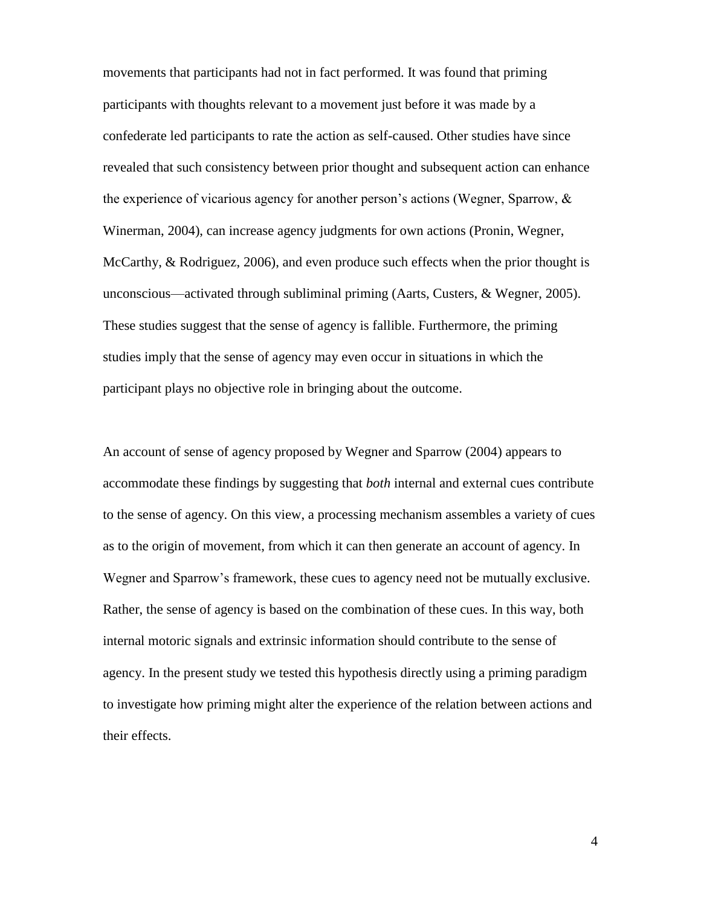movements that participants had not in fact performed. It was found that priming participants with thoughts relevant to a movement just before it was made by a confederate led participants to rate the action as self-caused. Other studies have since revealed that such consistency between prior thought and subsequent action can enhance the experience of vicarious agency for another person's actions (Wegner, Sparrow, & Winerman, 2004), can increase agency judgments for own actions (Pronin, Wegner, McCarthy, & Rodriguez, 2006), and even produce such effects when the prior thought is unconscious—activated through subliminal priming (Aarts, Custers, & Wegner, 2005). These studies suggest that the sense of agency is fallible. Furthermore, the priming studies imply that the sense of agency may even occur in situations in which the participant plays no objective role in bringing about the outcome.

An account of sense of agency proposed by Wegner and Sparrow (2004) appears to accommodate these findings by suggesting that *both* internal and external cues contribute to the sense of agency. On this view, a processing mechanism assembles a variety of cues as to the origin of movement, from which it can then generate an account of agency. In Wegner and Sparrow's framework, these cues to agency need not be mutually exclusive. Rather, the sense of agency is based on the combination of these cues. In this way, both internal motoric signals and extrinsic information should contribute to the sense of agency. In the present study we tested this hypothesis directly using a priming paradigm to investigate how priming might alter the experience of the relation between actions and their effects.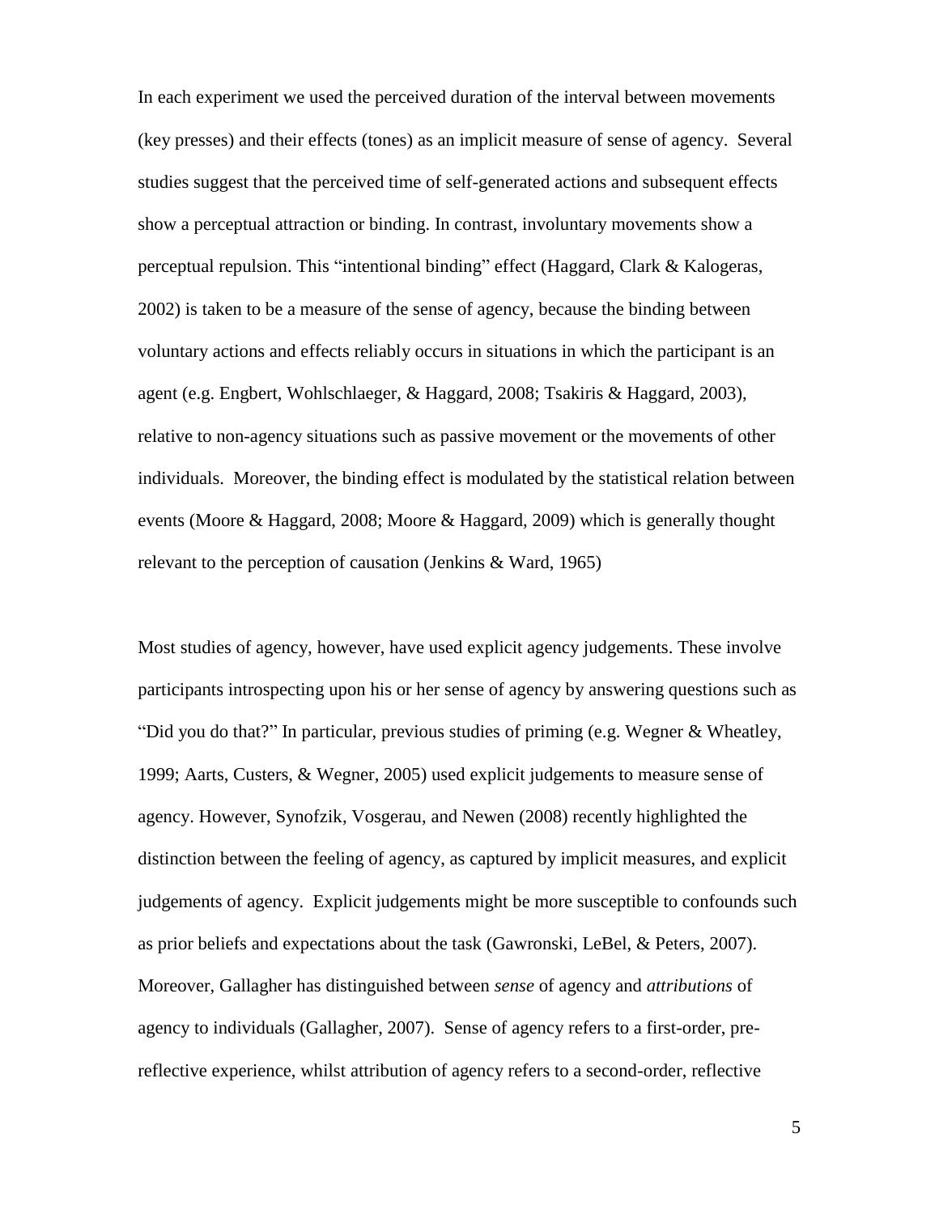In each experiment we used the perceived duration of the interval between movements (key presses) and their effects (tones) as an implicit measure of sense of agency. Several studies suggest that the perceived time of self-generated actions and subsequent effects show a perceptual attraction or binding. In contrast, involuntary movements show a perceptual repulsion. This "intentional binding" effect (Haggard, Clark & Kalogeras, 2002) is taken to be a measure of the sense of agency, because the binding between voluntary actions and effects reliably occurs in situations in which the participant is an agent (e.g. Engbert, Wohlschlaeger, & Haggard, 2008; Tsakiris & Haggard, 2003), relative to non-agency situations such as passive movement or the movements of other individuals. Moreover, the binding effect is modulated by the statistical relation between events (Moore & Haggard, 2008; Moore & Haggard, 2009) which is generally thought relevant to the perception of causation (Jenkins & Ward, 1965)

Most studies of agency, however, have used explicit agency judgements. These involve participants introspecting upon his or her sense of agency by answering questions such as "Did you do that?" In particular, previous studies of priming (e.g. Wegner & Wheatley, 1999; Aarts, Custers, & Wegner, 2005) used explicit judgements to measure sense of agency. However, Synofzik, Vosgerau, and Newen (2008) recently highlighted the distinction between the feeling of agency, as captured by implicit measures, and explicit judgements of agency. Explicit judgements might be more susceptible to confounds such as prior beliefs and expectations about the task (Gawronski, LeBel, & Peters, 2007). Moreover, Gallagher has distinguished between *sense* of agency and *attributions* of agency to individuals (Gallagher, 2007). Sense of agency refers to a first-order, pre-reflective experience, whilst attribution of agency refers to a second-order, reflective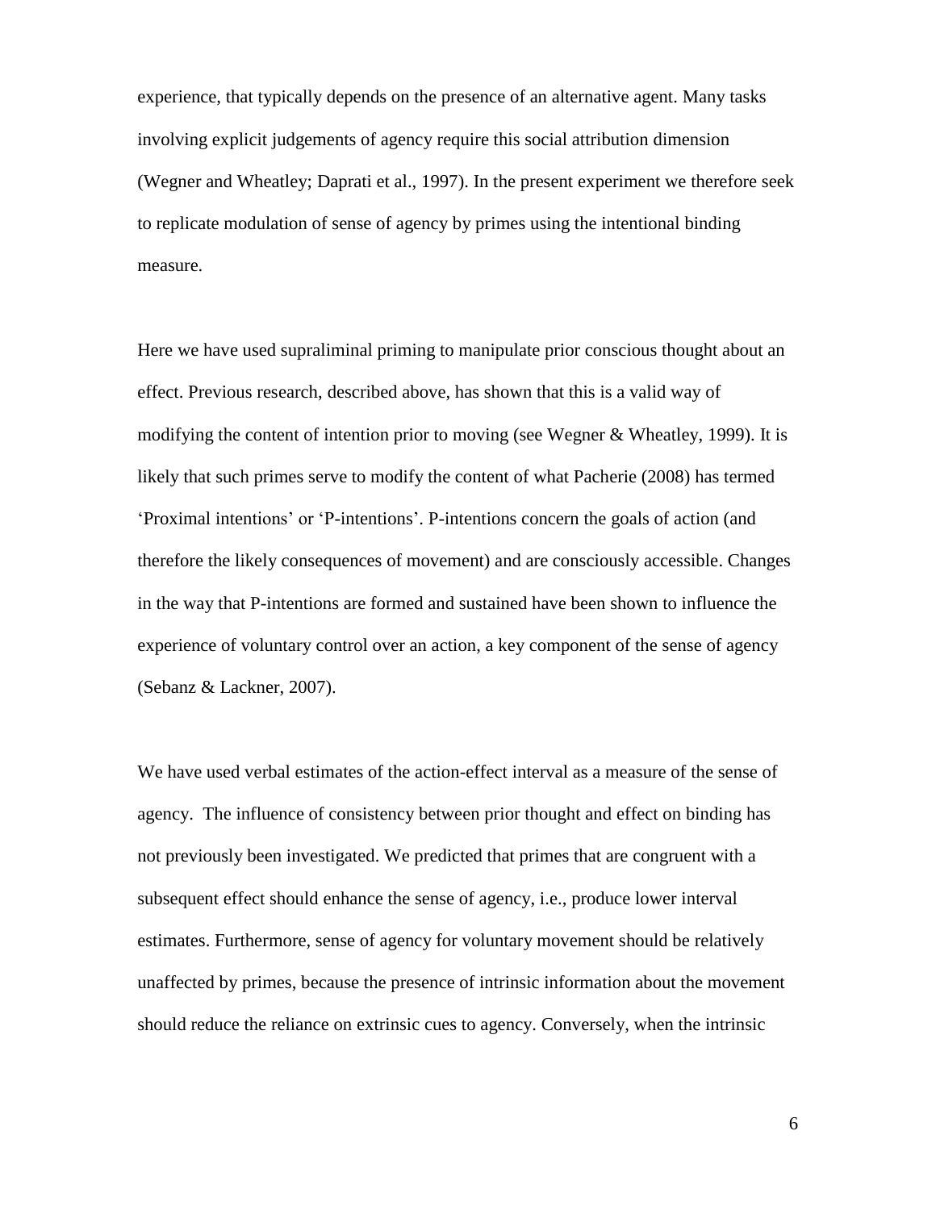experience, that typically depends on the presence of an alternative agent. Many tasks involving explicit judgements of agency require this social attribution dimension (Wegner and Wheatley; Daprati et al., 1997). In the present experiment we therefore seek to replicate modulation of sense of agency by primes using the intentional binding measure.

Here we have used supraliminal priming to manipulate prior conscious thought about an effect. Previous research, described above, has shown that this is a valid way of modifying the content of intention prior to moving (see Wegner & Wheatley, 1999). It is likely that such primes serve to modify the content of what Pacherie (2008) has termed 'Proximal intentions' or 'P-intentions'. P-intentions concern the goals of action (and therefore the likely consequences of movement) and are consciously accessible. Changes in the way that P-intentions are formed and sustained have been shown to influence the experience of voluntary control over an action, a key component of the sense of agency (Sebanz & Lackner, 2007).

We have used verbal estimates of the action-effect interval as a measure of the sense of agency. The influence of consistency between prior thought and effect on binding has not previously been investigated. We predicted that primes that are congruent with a subsequent effect should enhance the sense of agency, i.e., produce lower interval estimates. Furthermore, sense of agency for voluntary movement should be relatively unaffected by primes, because the presence of intrinsic information about the movement should reduce the reliance on extrinsic cues to agency. Conversely, when the intrinsic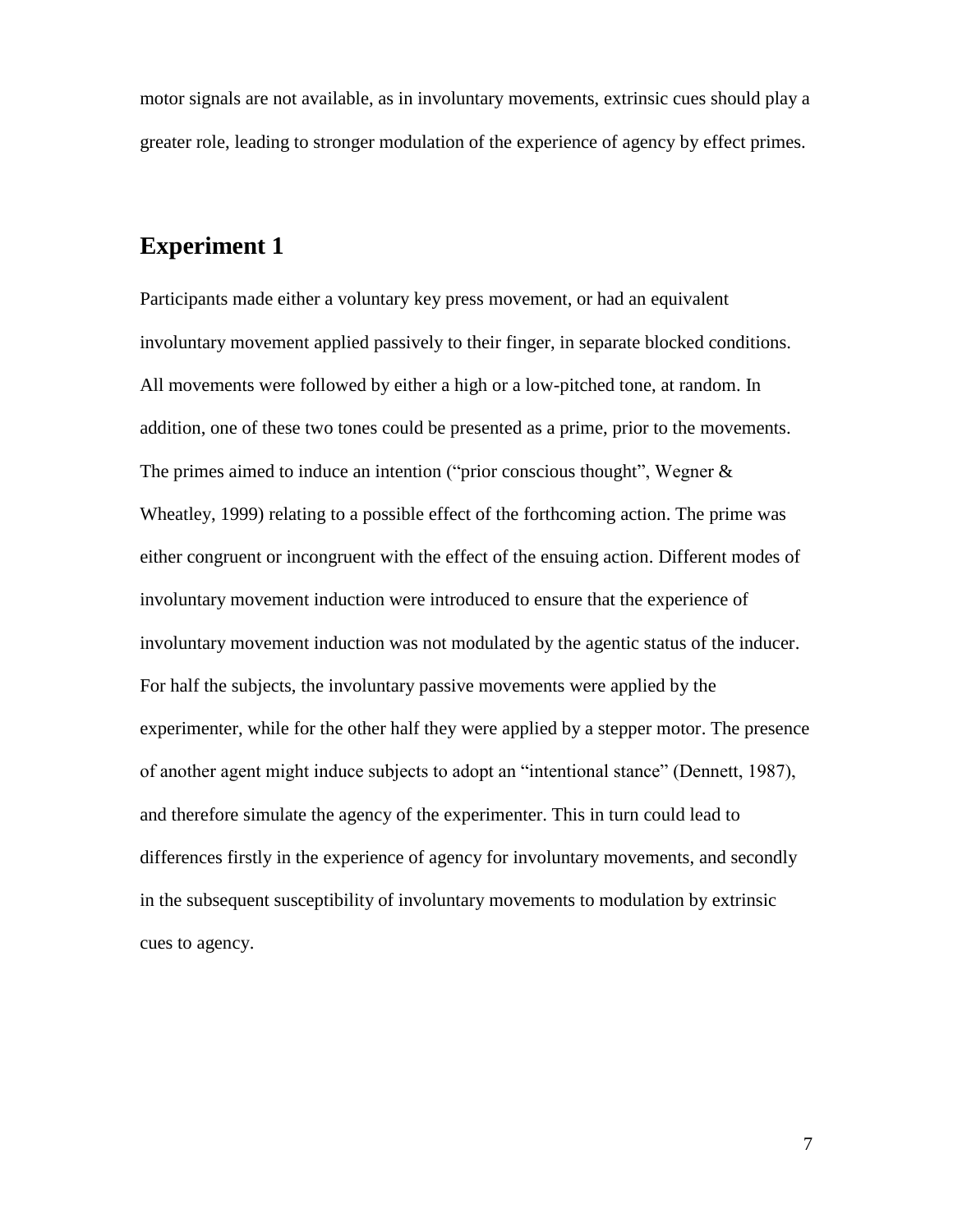motor signals are not available, as in involuntary movements, extrinsic cues should play a greater role, leading to stronger modulation of the experience of agency by effect primes.

## Experiment 1

Participants made either a voluntary key press movement, or had an equivalent involuntary movement applied passively to their finger, in separate blocked conditions. All movements were followed by either a high or a low-pitched tone, at random. In addition, one of these two tones could be presented as a prime, prior to the movements. The primes aimed to induce an intention ("prior conscious thought", Wegner & Wheatley, 1999) relating to a possible effect of the forthcoming action. The prime was either congruent or incongruent with the effect of the ensuing action. Different modes of involuntary movement induction were introduced to ensure that the experience of involuntary movement induction was not modulated by the agentic status of the inducer. For half the subjects, the involuntary passive movements were applied by the experimenter, while for the other half they were applied by a stepper motor. The presence of another agent might induce subjects to adopt an "intentional stance" (Dennett, 1987), and therefore simulate the agency of the experimenter. This in turn could lead to differences firstly in the experience of agency for involuntary movements, and secondly in the subsequent susceptibility of involuntary movements to modulation by extrinsic cues to agency.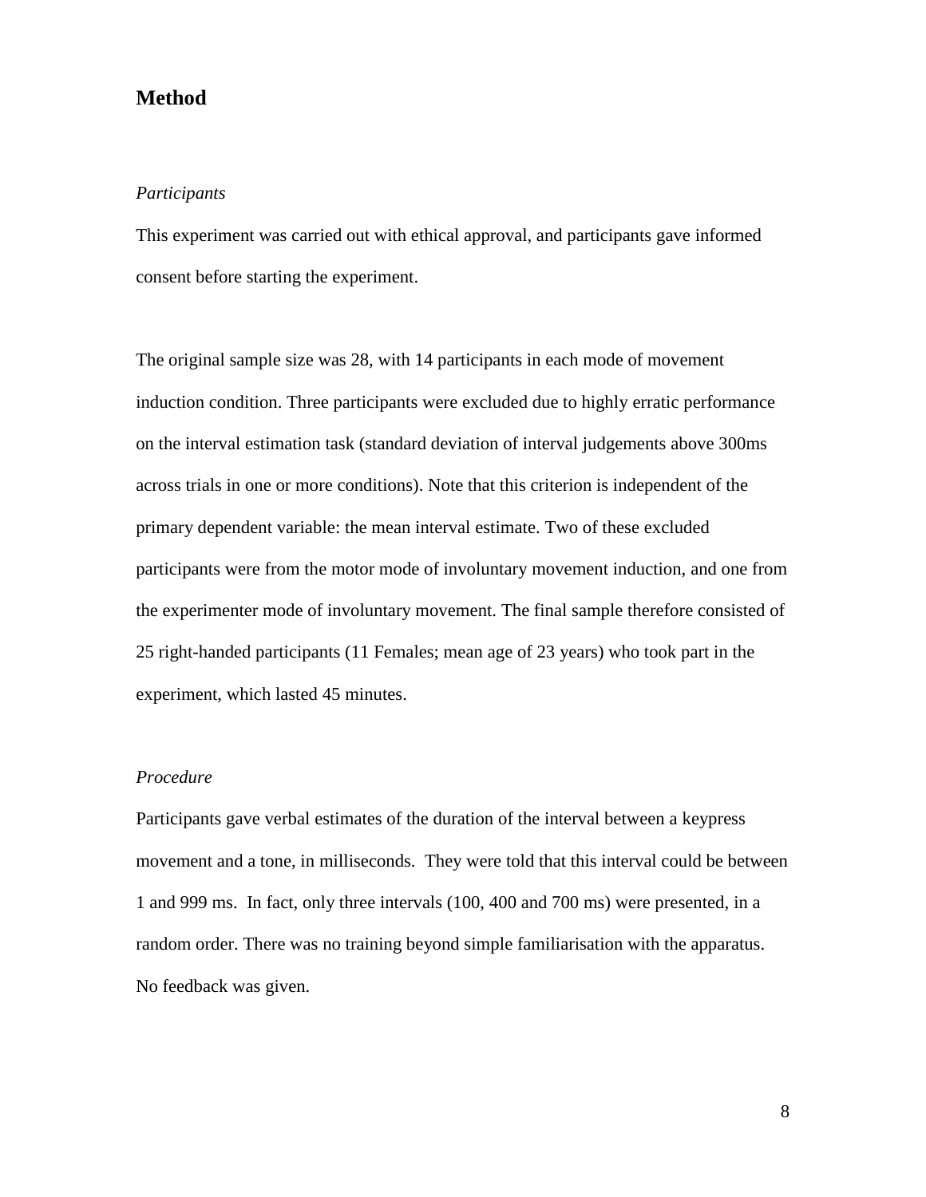## Method

### *Participants*

This experiment was carried out with ethical approval, and participants gave informed consent before starting the experiment.

The original sample size was 28, with 14 participants in each mode of movement induction condition. Three participants were excluded due to highly erratic performance on the interval estimation task (standard deviation of interval judgements above 300ms across trials in one or more conditions). Note that this criterion is independent of the primary dependent variable: the mean interval estimate. Two of these excluded participants were from the motor mode of involuntary movement induction, and one from the experimenter mode of involuntary movement. The final sample therefore consisted of 25 right-handed participants (11 Females; mean age of 23 years) who took part in the experiment, which lasted 45 minutes.

### *Procedure*

Participants gave verbal estimates of the duration of the interval between a keypress movement and a tone, in milliseconds. They were told that this interval could be between 1 and 999 ms. In fact, only three intervals (100, 400 and 700 ms) were presented, in a random order. There was no training beyond simple familiarisation with the apparatus. No feedback was given.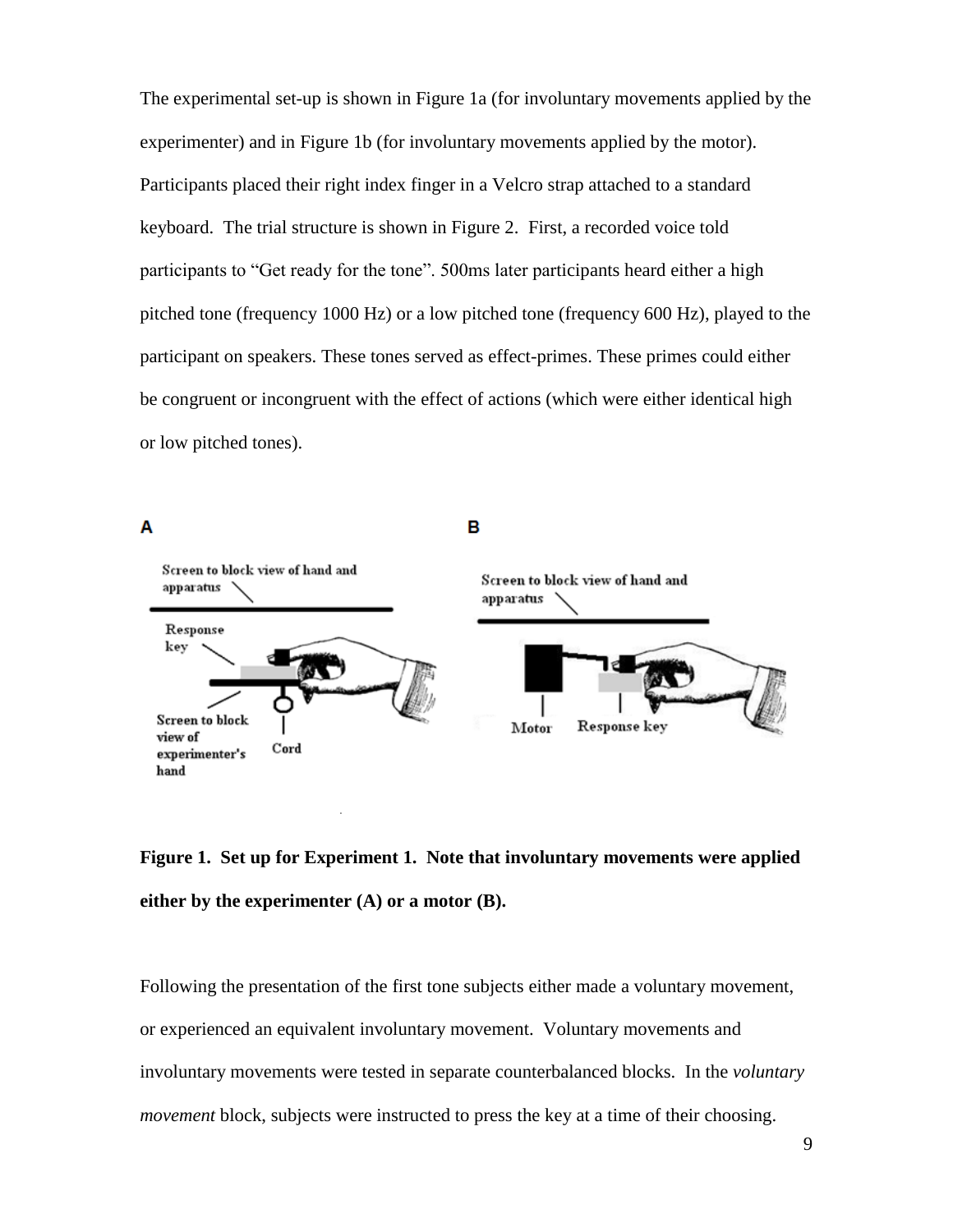The experimental set-up is shown in Figure 1a (for involuntary movements applied by the experimenter) and in Figure 1b (for involuntary movements applied by the motor). Participants placed their right index finger in a Velcro strap attached to a standard keyboard. The trial structure is shown in Figure 2. First, a recorded voice told participants to "Get ready for the tone". 500ms later participants heard either a high pitched tone (frequency 1000 Hz) or a low pitched tone (frequency 600 Hz), played to the participant on speakers. These tones served as effect-primes. These primes could either be congruent or incongruent with the effect of actions (which were either identical high or low pitched tones).

**Figure 1. Set up for Experiment 1. Note that involuntary movements were applied either by the experimenter (A) or a motor (B).**

Following the presentation of the first tone subjects either made a voluntary movement, or experienced an equivalent involuntary movement. Voluntary movements and involuntary movements were tested in separate counterbalanced blocks. In the *voluntary movement* block, subjects were instructed to press the key at a time of their choosing.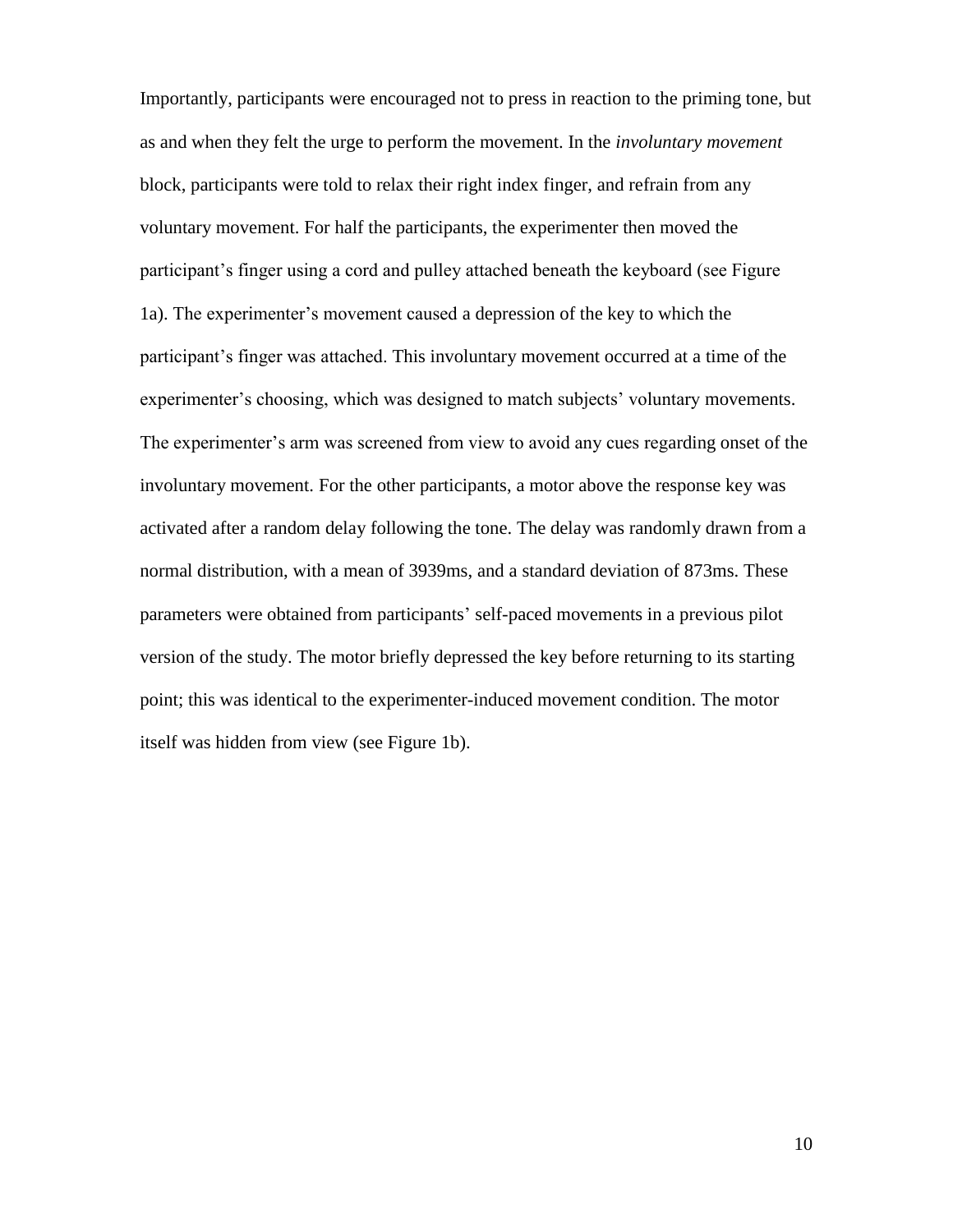Importantly, participants were encouraged not to press in reaction to the priming tone, but as and when they felt the urge to perform the movement. In the *involuntary movement* block, participants were told to relax their right index finger, and refrain from any voluntary movement. For half the participants, the experimenter then moved the participant's finger using a cord and pulley attached beneath the keyboard (see Figure 1a). The experimenter's movement caused a depression of the key to which the participant's finger was attached. This involuntary movement occurred at a time of the experimenter's choosing, which was designed to match subjects' voluntary movements. The experimenter's arm was screened from view to avoid any cues regarding onset of the involuntary movement. For the other participants, a motor above the response key was activated after a random delay following the tone. The delay was randomly drawn from a normal distribution, with a mean of 3939ms, and a standard deviation of 873ms. These parameters were obtained from participants' self-paced movements in a previous pilot version of the study. The motor briefly depressed the key before returning to its starting point; this was identical to the experimenter-induced movement condition. The motor itself was hidden from view (see Figure 1b).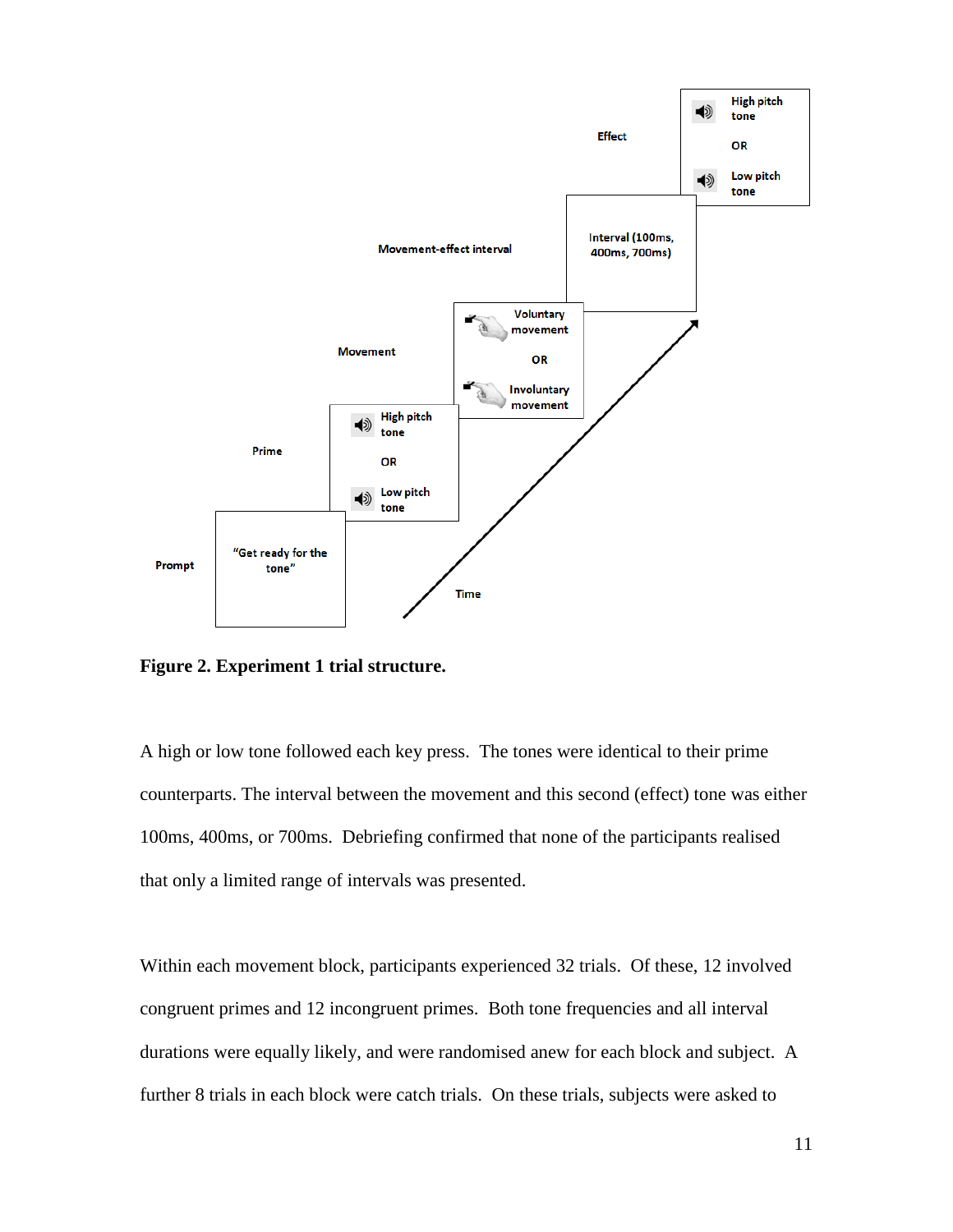**Figure 2. Experiment 1 trial structure.**

A high or low tone followed each key press. The tones were identical to their prime counterparts. The interval between the movement and this second (effect) tone was either 100ms, 400ms, or 700ms. Debriefing confirmed that none of the participants realised that only a limited range of intervals was presented.

Within each movement block, participants experienced 32 trials. Of these, 12 involved congruent primes and 12 incongruent primes. Both tone frequencies and all interval durations were equally likely, and were randomised anew for each block and subject. A further 8 trials in each block were catch trials. On these trials, subjects were asked to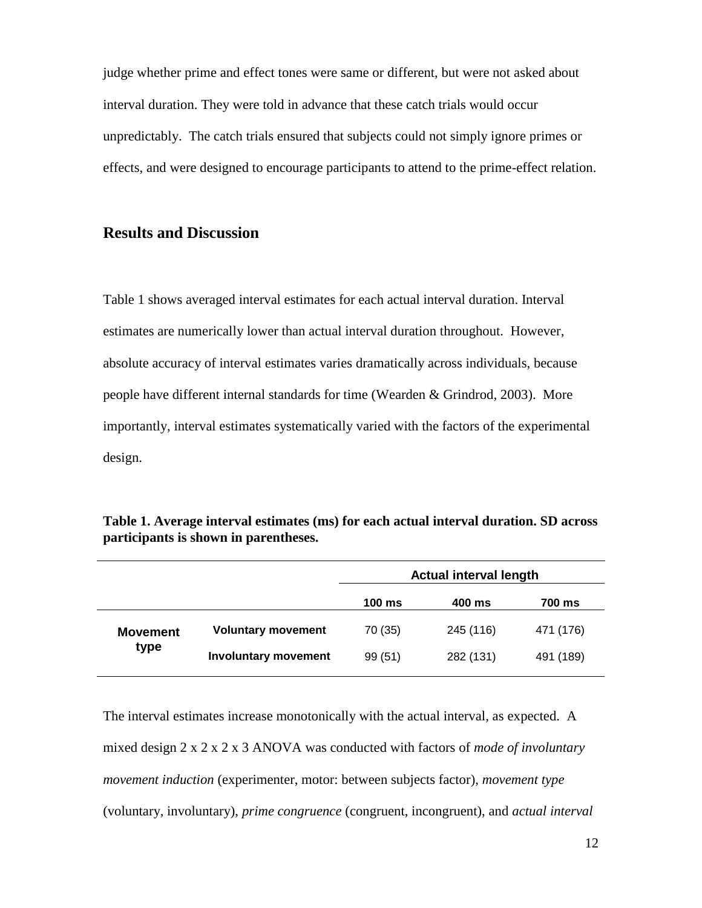judge whether prime and effect tones were same or different, but were not asked about interval duration. They were told in advance that these catch trials would occur unpredictably. The catch trials ensured that subjects could not simply ignore primes or effects, and were designed to encourage participants to attend to the prime-effect relation.

## Results and Discussion

Table 1 shows averaged interval estimates for each actual interval duration. Interval estimates are numerically lower than actual interval duration throughout. However, absolute accuracy of interval estimates varies dramatically across individuals, because people have different internal standards for time (Wearden & Grindrod, 2003). More importantly, interval estimates systematically varied with the factors of the experimental design.

**Table 1. Average interval estimates (ms) for each actual interval duration. SD across participants is shown in parentheses.**

| | | Actual interval length | | |
|---|---|---|---|---|
| | | **100 ms** | **400 ms** | **700 ms** |
| **Movement type** | **Voluntary movement** | 70 (35) | 245 (116) | 471 (176) |
| | **Involuntary movement** | 99 (51) | 282 (131) | 491 (189) |

The interval estimates increase monotonically with the actual interval, as expected. A mixed design 2 x 2 x 2 x 3 ANOVA was conducted with factors of *mode of involuntary movement induction* (experimenter, motor: between subjects factor), *movement type* (voluntary, involuntary), *prime congruence* (congruent, incongruent), and *actual interval*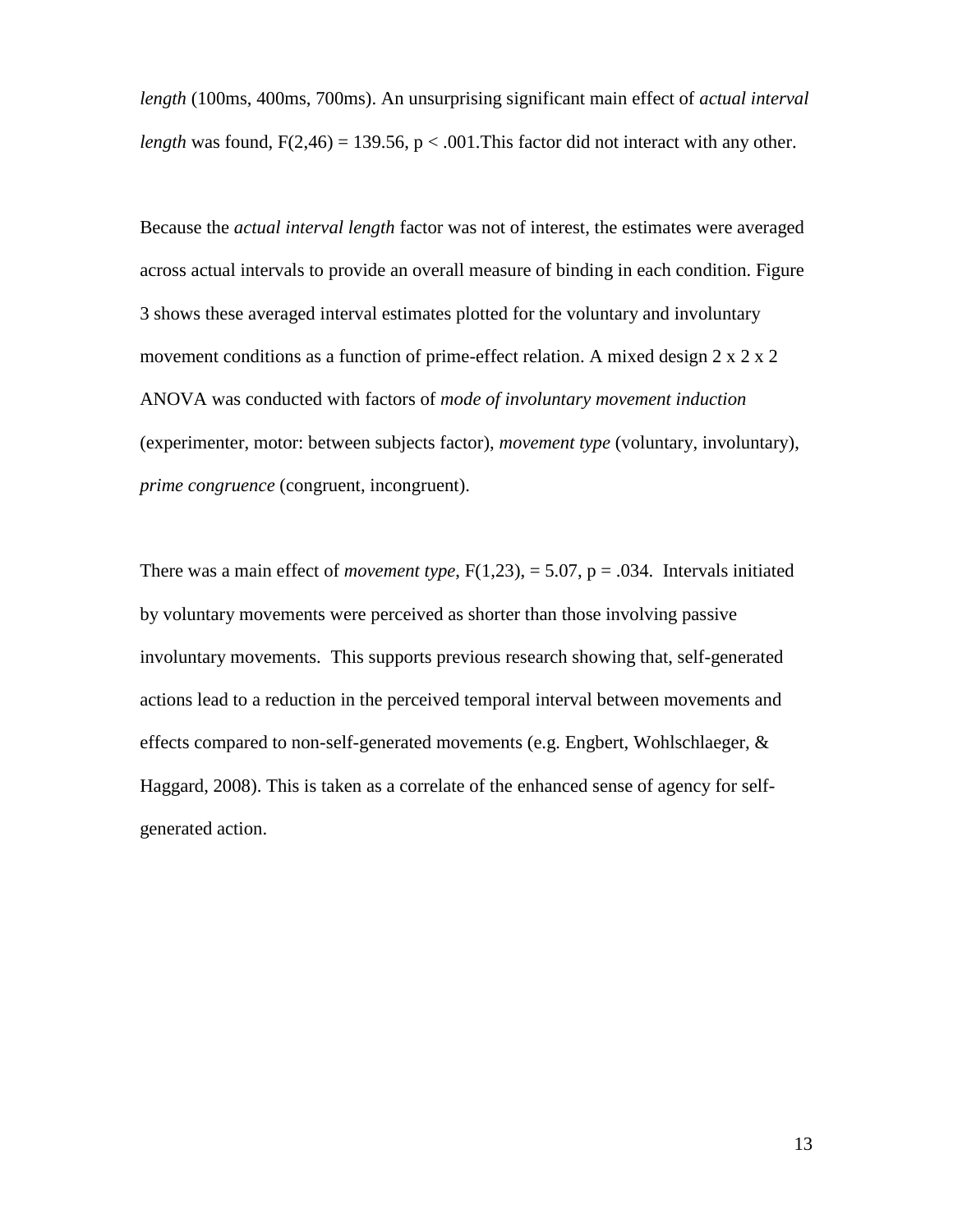*length* (100ms, 400ms, 700ms). An unsurprising significant main effect of *actual interval length* was found, $F(2,46) = 139.56$, $p < .001$.This factor did not interact with any other.

Because the *actual interval length* factor was not of interest, the estimates were averaged across actual intervals to provide an overall measure of binding in each condition. Figure 3 shows these averaged interval estimates plotted for the voluntary and involuntary movement conditions as a function of prime-effect relation. A mixed design 2 x 2 x 2 ANOVA was conducted with factors of *mode of involuntary movement induction* (experimenter, motor: between subjects factor), *movement type* (voluntary, involuntary), *prime congruence* (congruent, incongruent).

There was a main effect of *movement type*, $F(1,23)$, $= 5.07$, $p = .034$. Intervals initiated by voluntary movements were perceived as shorter than those involving passive involuntary movements. This supports previous research showing that, self-generated actions lead to a reduction in the perceived temporal interval between movements and effects compared to non-self-generated movements (e.g. Engbert, Wohlschlaeger, & Haggard, 2008). This is taken as a correlate of the enhanced sense of agency for self-generated action.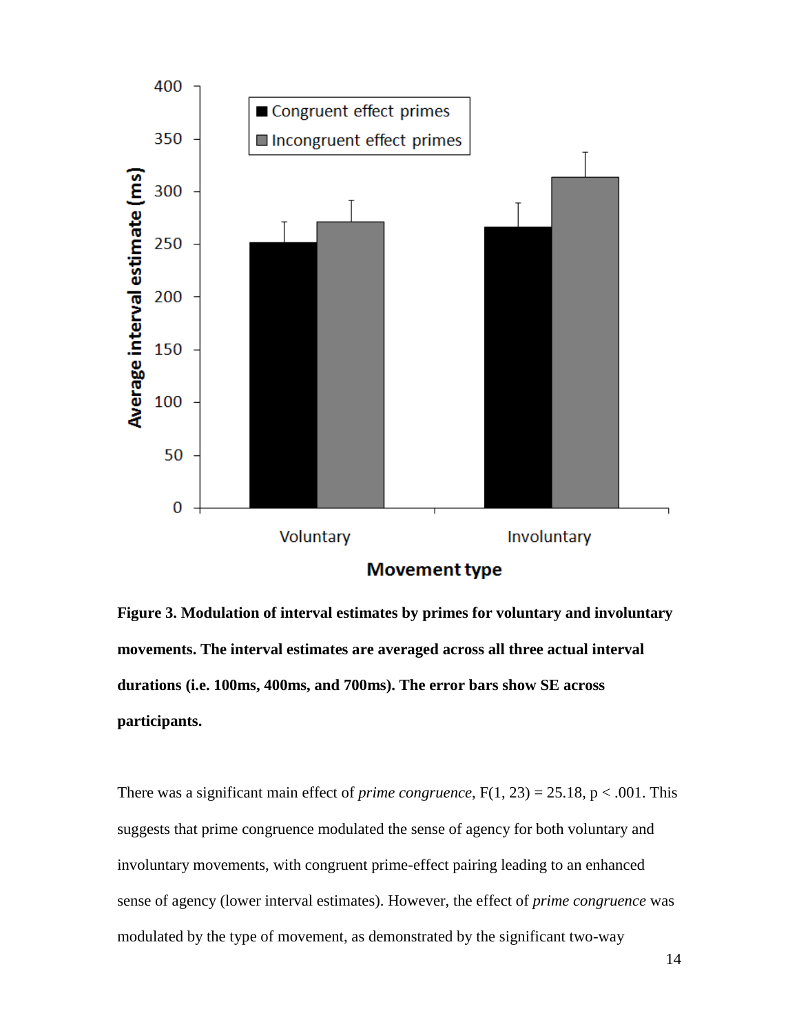**Figure 3. Modulation of interval estimates by primes for voluntary and involuntary movements. The interval estimates are averaged across all three actual interval durations (i.e. 100ms, 400ms, and 700ms). The error bars show SE across participants.**

There was a significant main effect of *prime congruence*, $F(1, 23) = 25.18$, $p < .001$. This suggests that prime congruence modulated the sense of agency for both voluntary and involuntary movements, with congruent prime-effect pairing leading to an enhanced sense of agency (lower interval estimates). However, the effect of *prime congruence* was modulated by the type of movement, as demonstrated by the significant two-way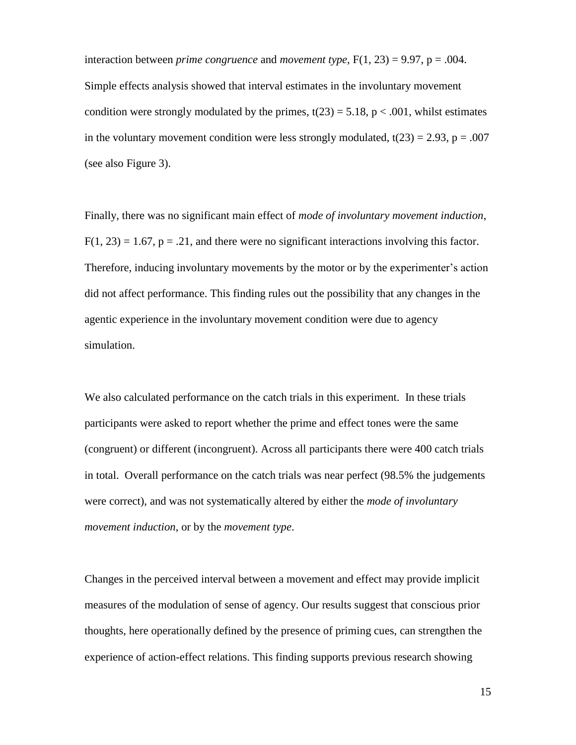interaction between *prime congruence* and *movement type*, $F(1, 23) = 9.97$, $p = .004$. Simple effects analysis showed that interval estimates in the involuntary movement condition were strongly modulated by the primes, $t(23) = 5.18$, $p < .001$, whilst estimates in the voluntary movement condition were less strongly modulated, $t(23) = 2.93$, $p = .007$ (see also Figure 3).

Finally, there was no significant main effect of *mode of involuntary movement induction*, $F(1, 23) = 1.67$, $p = .21$, and there were no significant interactions involving this factor. Therefore, inducing involuntary movements by the motor or by the experimenter's action did not affect performance. This finding rules out the possibility that any changes in the agentic experience in the involuntary movement condition were due to agency simulation.

We also calculated performance on the catch trials in this experiment. In these trials participants were asked to report whether the prime and effect tones were the same (congruent) or different (incongruent). Across all participants there were 400 catch trials in total. Overall performance on the catch trials was near perfect (98.5% the judgements were correct), and was not systematically altered by either the *mode of involuntary movement induction*, or by the *movement type*.

Changes in the perceived interval between a movement and effect may provide implicit measures of the modulation of sense of agency. Our results suggest that conscious prior thoughts, here operationally defined by the presence of priming cues, can strengthen the experience of action-effect relations. This finding supports previous research showing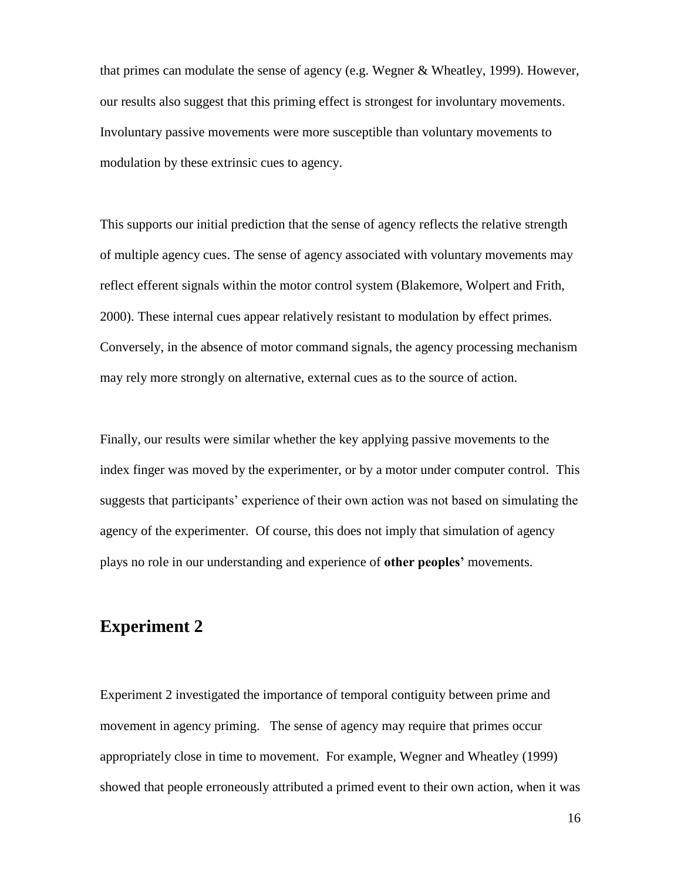that primes can modulate the sense of agency (e.g. Wegner & Wheatley, 1999). However, our results also suggest that this priming effect is strongest for involuntary movements. Involuntary passive movements were more susceptible than voluntary movements to modulation by these extrinsic cues to agency.

This supports our initial prediction that the sense of agency reflects the relative strength of multiple agency cues. The sense of agency associated with voluntary movements may reflect efferent signals within the motor control system (Blakemore, Wolpert and Frith, 2000). These internal cues appear relatively resistant to modulation by effect primes. Conversely, in the absence of motor command signals, the agency processing mechanism may rely more strongly on alternative, external cues as to the source of action.

Finally, our results were similar whether the key applying passive movements to the index finger was moved by the experimenter, or by a motor under computer control. This suggests that participants' experience of their own action was not based on simulating the agency of the experimenter. Of course, this does not imply that simulation of agency plays no role in our understanding and experience of **other peoples'** movements.

## Experiment 2

Experiment 2 investigated the importance of temporal contiguity between prime and movement in agency priming. The sense of agency may require that primes occur appropriately close in time to movement. For example, Wegner and Wheatley (1999) showed that people erroneously attributed a primed event to their own action, when it was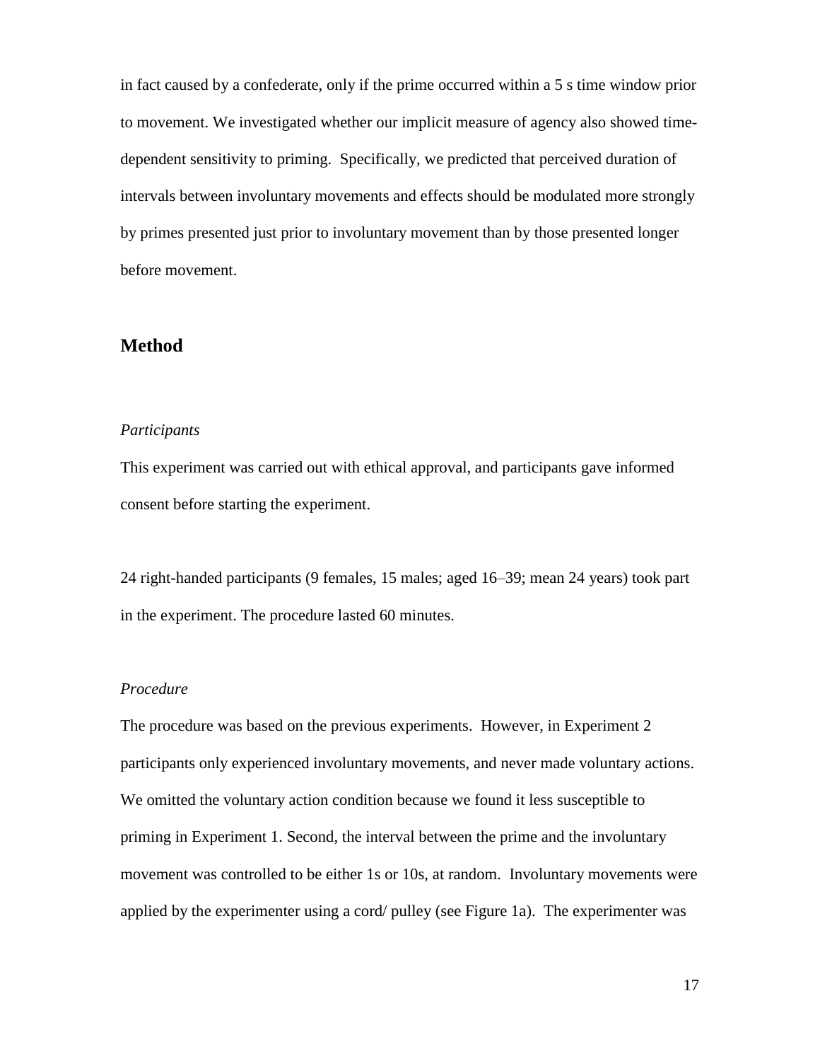in fact caused by a confederate, only if the prime occurred within a 5 s time window prior to movement. We investigated whether our implicit measure of agency also showed time-dependent sensitivity to priming. Specifically, we predicted that perceived duration of intervals between involuntary movements and effects should be modulated more strongly by primes presented just prior to involuntary movement than by those presented longer before movement.

## Method

### *Participants*

This experiment was carried out with ethical approval, and participants gave informed consent before starting the experiment.

24 right-handed participants (9 females, 15 males; aged 16–39; mean 24 years) took part in the experiment. The procedure lasted 60 minutes.

### *Procedure*

The procedure was based on the previous experiments. However, in Experiment 2 participants only experienced involuntary movements, and never made voluntary actions. We omitted the voluntary action condition because we found it less susceptible to priming in Experiment 1. Second, the interval between the prime and the involuntary movement was controlled to be either 1s or 10s, at random. Involuntary movements were applied by the experimenter using a cord/ pulley (see Figure 1a). The experimenter was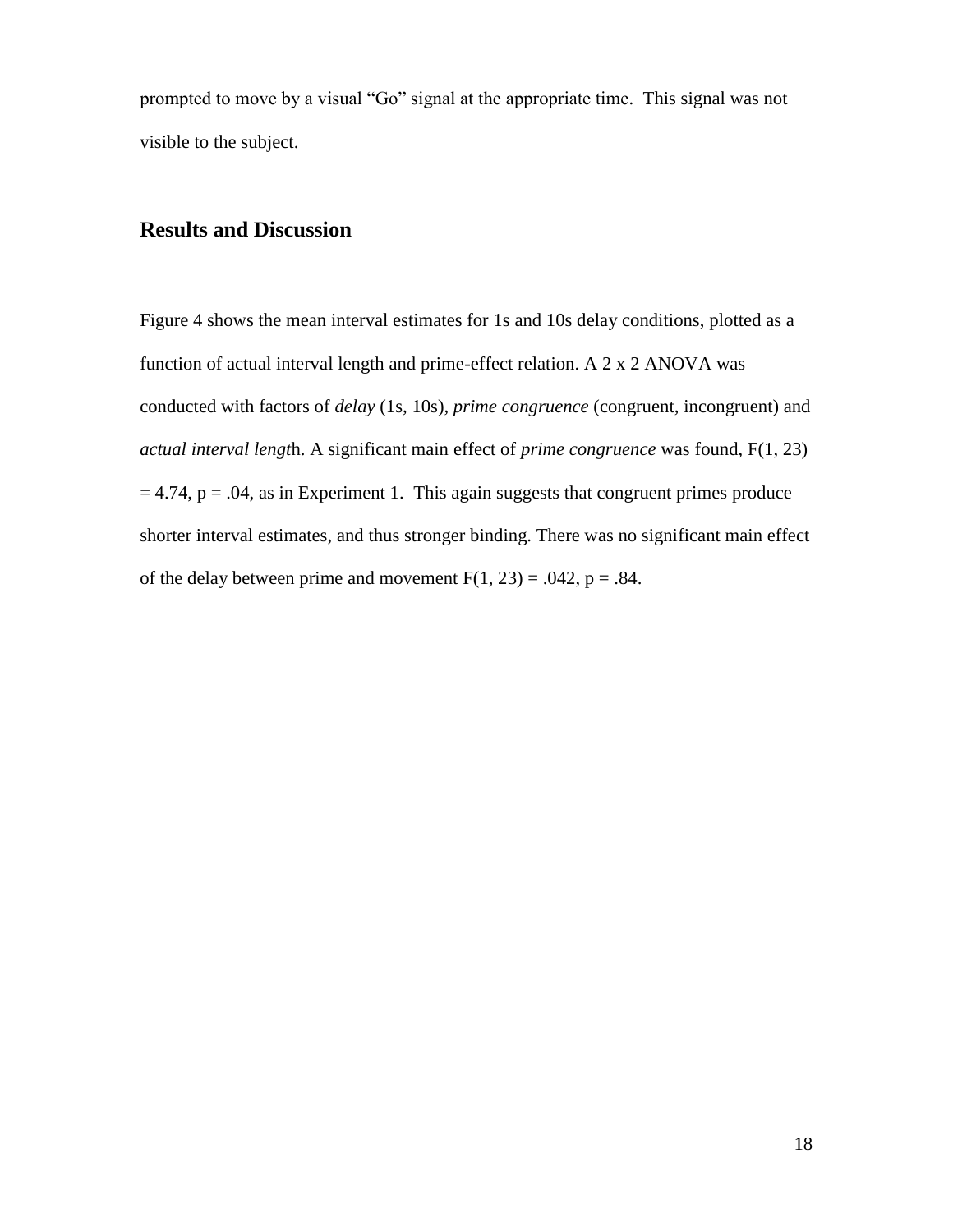prompted to move by a visual "Go" signal at the appropriate time. This signal was not visible to the subject.

## Results and Discussion

Figure 4 shows the mean interval estimates for 1s and 10s delay conditions, plotted as a function of actual interval length and prime-effect relation. A 2 x 2 ANOVA was conducted with factors of *delay* (1s, 10s), *prime congruence* (congruent, incongruent) and *actual interval lengt*h. A significant main effect of *prime congruence* was found, $F(1, 23) = 4.74$, $p = .04$, as in Experiment 1. This again suggests that congruent primes produce shorter interval estimates, and thus stronger binding. There was no significant main effect of the delay between prime and movement $F(1, 23) = .042$, $p = .84$.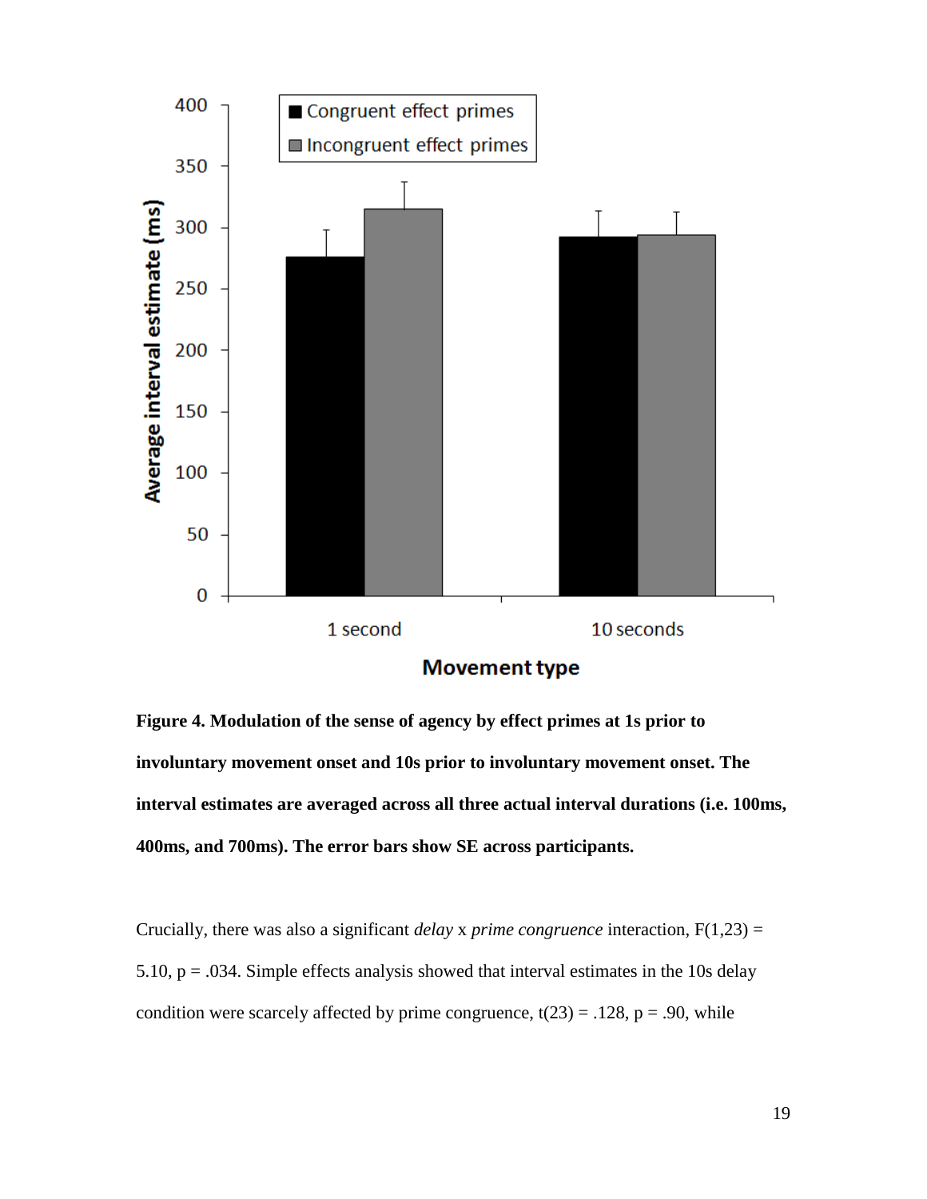**Figure 4. Modulation of the sense of agency by effect primes at 1s prior to involuntary movement onset and 10s prior to involuntary movement onset. The interval estimates are averaged across all three actual interval durations (i.e. 100ms, 400ms, and 700ms). The error bars show SE across participants.**

Crucially, there was also a significant *delay* x *prime congruence* interaction, $F(1,23) = 5.10$, $p = .034$. Simple effects analysis showed that interval estimates in the 10s delay condition were scarcely affected by prime congruence, $t(23) = .128$, $p = .90$, while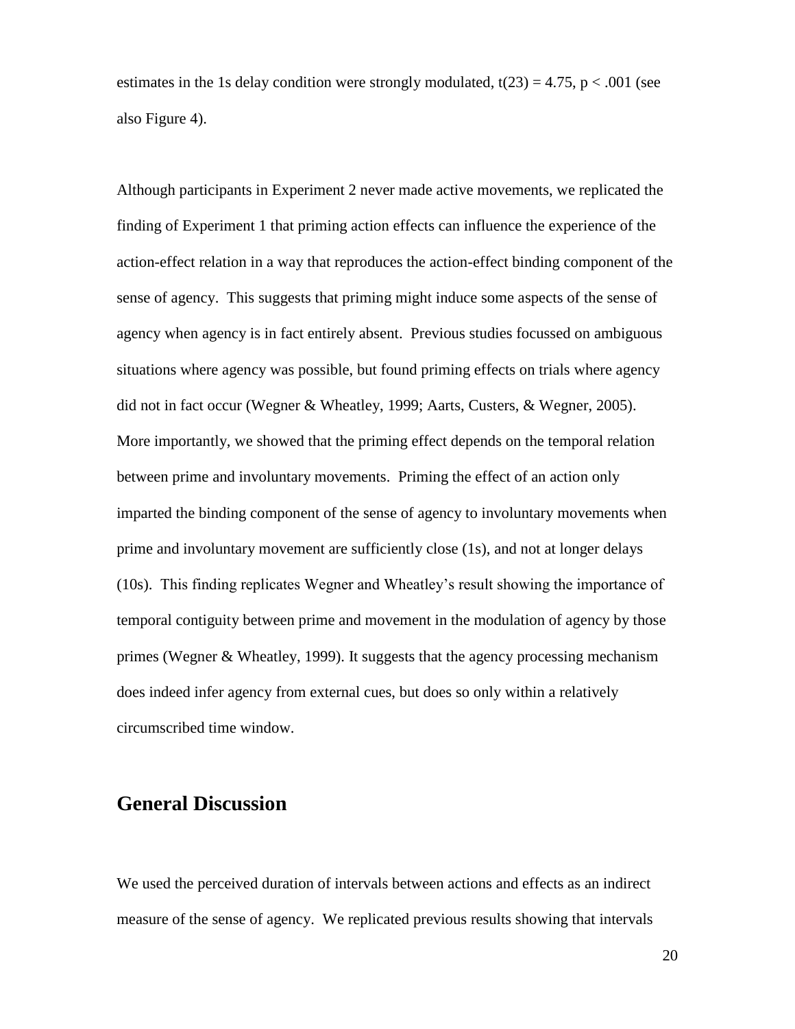estimates in the 1s delay condition were strongly modulated, $t(23) = 4.75$, $p < .001$ (see also Figure 4).

Although participants in Experiment 2 never made active movements, we replicated the finding of Experiment 1 that priming action effects can influence the experience of the action-effect relation in a way that reproduces the action-effect binding component of the sense of agency. This suggests that priming might induce some aspects of the sense of agency when agency is in fact entirely absent. Previous studies focussed on ambiguous situations where agency was possible, but found priming effects on trials where agency did not in fact occur (Wegner & Wheatley, 1999; Aarts, Custers, & Wegner, 2005). More importantly, we showed that the priming effect depends on the temporal relation between prime and involuntary movements. Priming the effect of an action only imparted the binding component of the sense of agency to involuntary movements when prime and involuntary movement are sufficiently close (1s), and not at longer delays (10s). This finding replicates Wegner and Wheatley's result showing the importance of temporal contiguity between prime and movement in the modulation of agency by those primes (Wegner & Wheatley, 1999). It suggests that the agency processing mechanism does indeed infer agency from external cues, but does so only within a relatively circumscribed time window.

## General Discussion

We used the perceived duration of intervals between actions and effects as an indirect measure of the sense of agency. We replicated previous results showing that intervals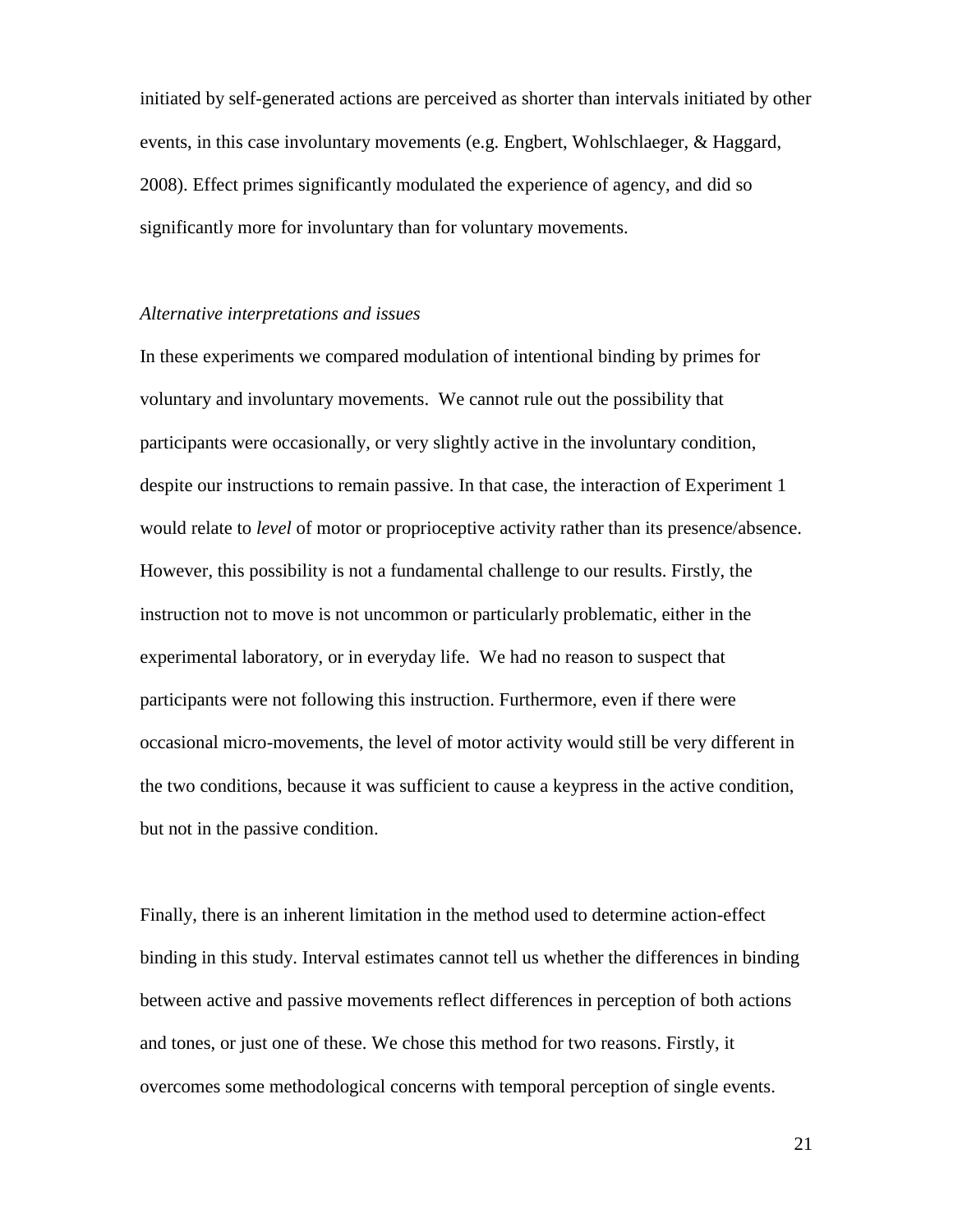initiated by self-generated actions are perceived as shorter than intervals initiated by other events, in this case involuntary movements (e.g. Engbert, Wohlschlaeger, & Haggard, 2008). Effect primes significantly modulated the experience of agency, and did so significantly more for involuntary than for voluntary movements.

*Alternative interpretations and issues*

In these experiments we compared modulation of intentional binding by primes for voluntary and involuntary movements. We cannot rule out the possibility that participants were occasionally, or very slightly active in the involuntary condition, despite our instructions to remain passive. In that case, the interaction of Experiment 1 would relate to *level* of motor or proprioceptive activity rather than its presence/absence. However, this possibility is not a fundamental challenge to our results. Firstly, the instruction not to move is not uncommon or particularly problematic, either in the experimental laboratory, or in everyday life. We had no reason to suspect that participants were not following this instruction. Furthermore, even if there were occasional micro-movements, the level of motor activity would still be very different in the two conditions, because it was sufficient to cause a keypress in the active condition, but not in the passive condition.

Finally, there is an inherent limitation in the method used to determine action-effect binding in this study. Interval estimates cannot tell us whether the differences in binding between active and passive movements reflect differences in perception of both actions and tones, or just one of these. We chose this method for two reasons. Firstly, it overcomes some methodological concerns with temporal perception of single events.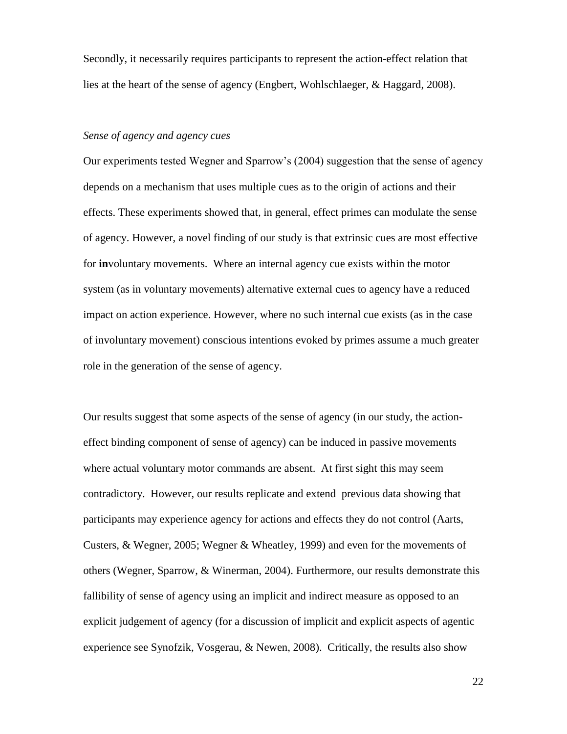Secondly, it necessarily requires participants to represent the action-effect relation that lies at the heart of the sense of agency (Engbert, Wohlschlaeger, & Haggard, 2008).

*Sense of agency and agency cues*

Our experiments tested Wegner and Sparrow's (2004) suggestion that the sense of agency depends on a mechanism that uses multiple cues as to the origin of actions and their effects. These experiments showed that, in general, effect primes can modulate the sense of agency. However, a novel finding of our study is that extrinsic cues are most effective for **in**voluntary movements. Where an internal agency cue exists within the motor system (as in voluntary movements) alternative external cues to agency have a reduced impact on action experience. However, where no such internal cue exists (as in the case of involuntary movement) conscious intentions evoked by primes assume a much greater role in the generation of the sense of agency.

Our results suggest that some aspects of the sense of agency (in our study, the action-effect binding component of sense of agency) can be induced in passive movements where actual voluntary motor commands are absent. At first sight this may seem contradictory. However, our results replicate and extend previous data showing that participants may experience agency for actions and effects they do not control (Aarts, Custers, & Wegner, 2005; Wegner & Wheatley, 1999) and even for the movements of others (Wegner, Sparrow, & Winerman, 2004). Furthermore, our results demonstrate this fallibility of sense of agency using an implicit and indirect measure as opposed to an explicit judgement of agency (for a discussion of implicit and explicit aspects of agentic experience see Synofzik, Vosgerau, & Newen, 2008). Critically, the results also show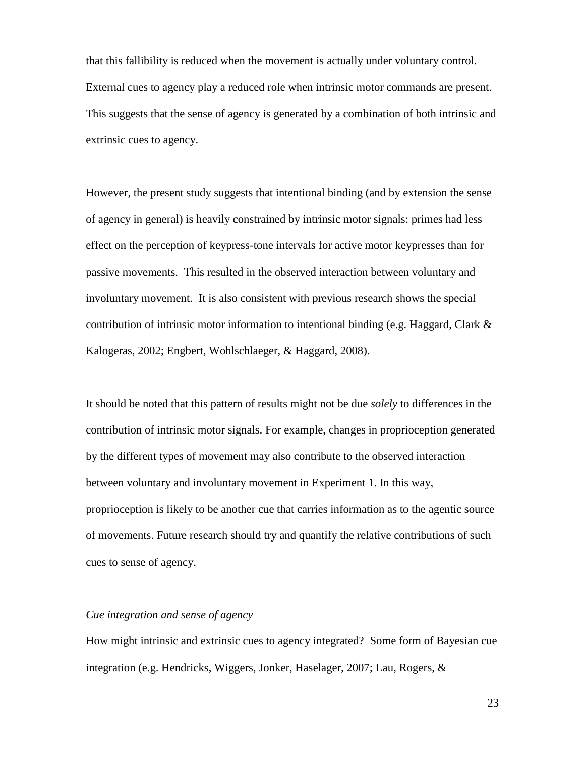that this fallibility is reduced when the movement is actually under voluntary control. External cues to agency play a reduced role when intrinsic motor commands are present. This suggests that the sense of agency is generated by a combination of both intrinsic and extrinsic cues to agency.

However, the present study suggests that intentional binding (and by extension the sense of agency in general) is heavily constrained by intrinsic motor signals: primes had less effect on the perception of keypress-tone intervals for active motor keypresses than for passive movements. This resulted in the observed interaction between voluntary and involuntary movement. It is also consistent with previous research shows the special contribution of intrinsic motor information to intentional binding (e.g. Haggard, Clark & Kalogeras, 2002; Engbert, Wohlschlaeger, & Haggard, 2008).

It should be noted that this pattern of results might not be due *solely* to differences in the contribution of intrinsic motor signals. For example, changes in proprioception generated by the different types of movement may also contribute to the observed interaction between voluntary and involuntary movement in Experiment 1. In this way, proprioception is likely to be another cue that carries information as to the agentic source of movements. Future research should try and quantify the relative contributions of such cues to sense of agency.

*Cue integration and sense of agency*

How might intrinsic and extrinsic cues to agency integrated? Some form of Bayesian cue integration (e.g. Hendricks, Wiggers, Jonker, Haselager, 2007; Lau, Rogers, &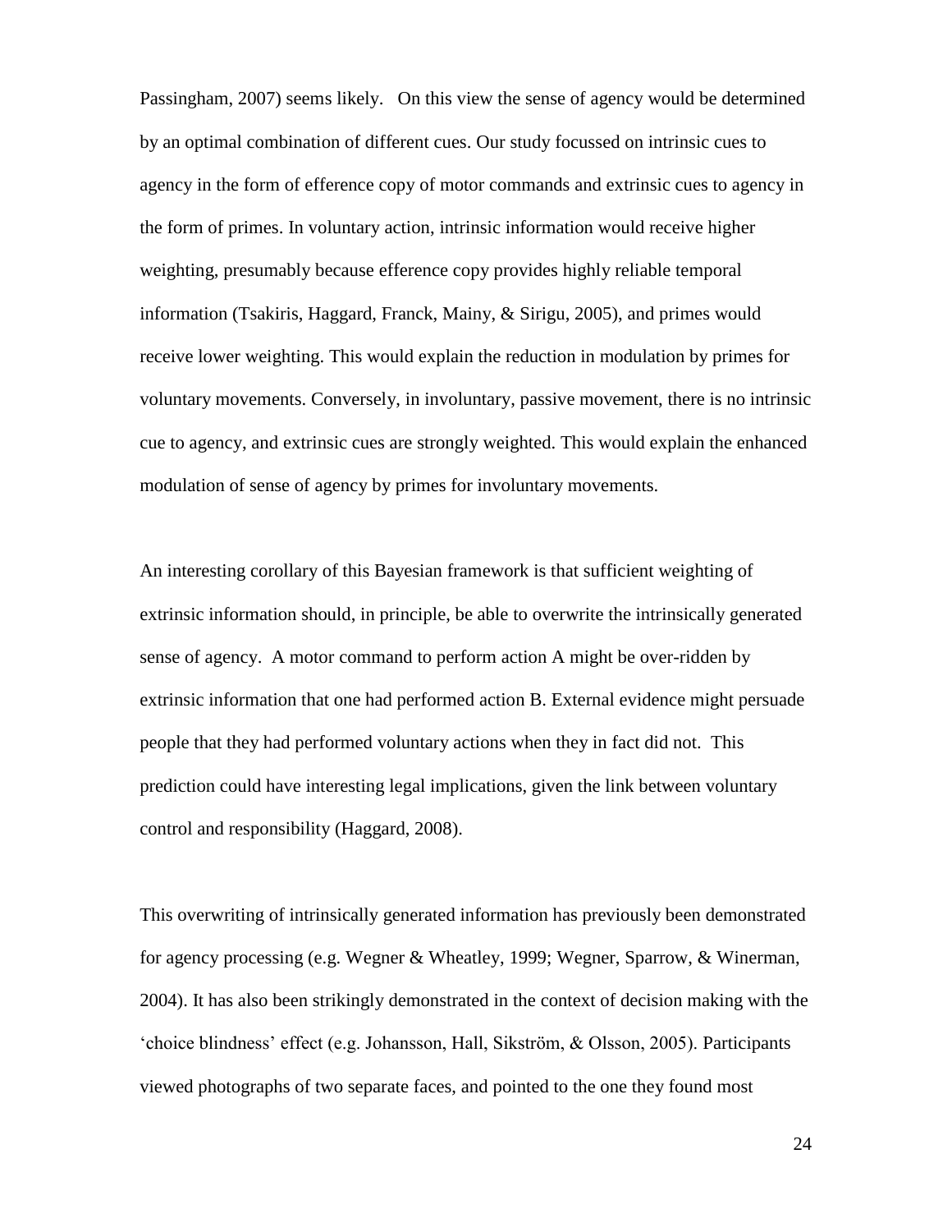Passingham, 2007) seems likely. On this view the sense of agency would be determined by an optimal combination of different cues. Our study focussed on intrinsic cues to agency in the form of efference copy of motor commands and extrinsic cues to agency in the form of primes. In voluntary action, intrinsic information would receive higher weighting, presumably because efference copy provides highly reliable temporal information (Tsakiris, Haggard, Franck, Mainy, & Sirigu, 2005), and primes would receive lower weighting. This would explain the reduction in modulation by primes for voluntary movements. Conversely, in involuntary, passive movement, there is no intrinsic cue to agency, and extrinsic cues are strongly weighted. This would explain the enhanced modulation of sense of agency by primes for involuntary movements.

An interesting corollary of this Bayesian framework is that sufficient weighting of extrinsic information should, in principle, be able to overwrite the intrinsically generated sense of agency. A motor command to perform action A might be over-ridden by extrinsic information that one had performed action B. External evidence might persuade people that they had performed voluntary actions when they in fact did not. This prediction could have interesting legal implications, given the link between voluntary control and responsibility (Haggard, 2008).

This overwriting of intrinsically generated information has previously been demonstrated for agency processing (e.g. Wegner & Wheatley, 1999; Wegner, Sparrow, & Winerman, 2004). It has also been strikingly demonstrated in the context of decision making with the 'choice blindness' effect (e.g. Johansson, Hall, Sikström, & Olsson, 2005). Participants viewed photographs of two separate faces, and pointed to the one they found most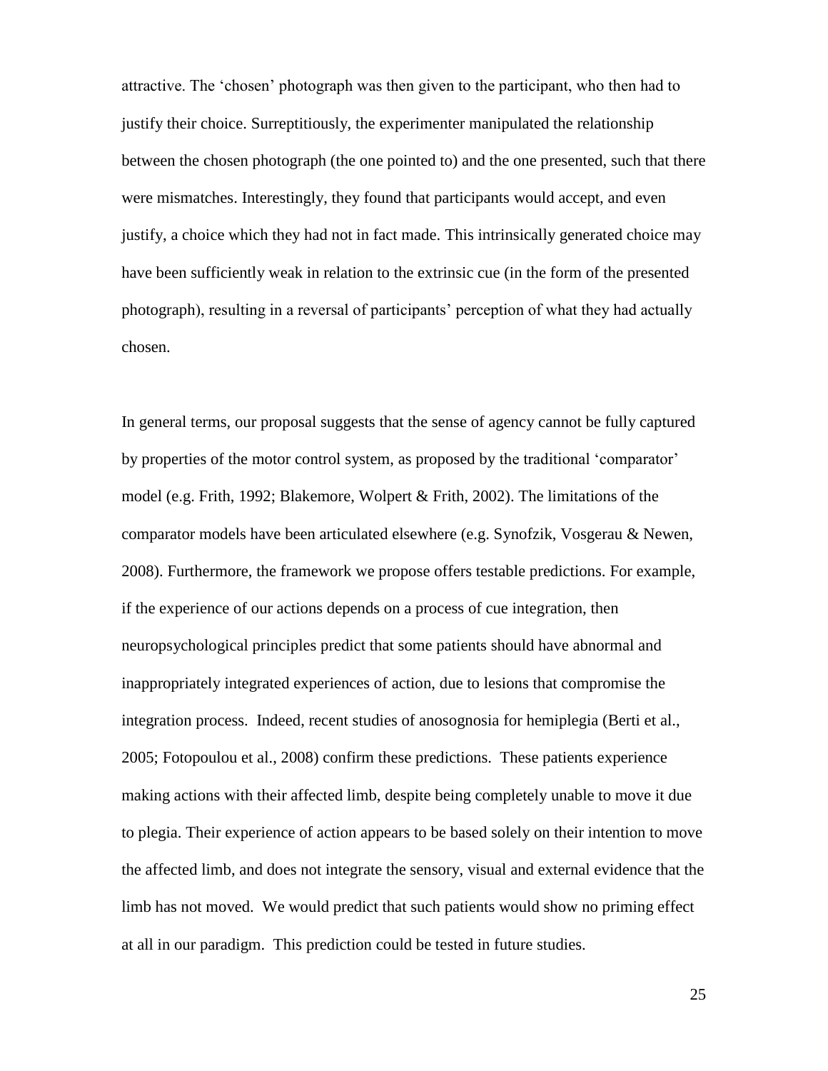attractive. The 'chosen' photograph was then given to the participant, who then had to justify their choice. Surreptitiously, the experimenter manipulated the relationship between the chosen photograph (the one pointed to) and the one presented, such that there were mismatches. Interestingly, they found that participants would accept, and even justify, a choice which they had not in fact made. This intrinsically generated choice may have been sufficiently weak in relation to the extrinsic cue (in the form of the presented photograph), resulting in a reversal of participants' perception of what they had actually chosen.

In general terms, our proposal suggests that the sense of agency cannot be fully captured by properties of the motor control system, as proposed by the traditional 'comparator' model (e.g. Frith, 1992; Blakemore, Wolpert & Frith, 2002). The limitations of the comparator models have been articulated elsewhere (e.g. Synofzik, Vosgerau & Newen, 2008). Furthermore, the framework we propose offers testable predictions. For example, if the experience of our actions depends on a process of cue integration, then neuropsychological principles predict that some patients should have abnormal and inappropriately integrated experiences of action, due to lesions that compromise the integration process. Indeed, recent studies of anosognosia for hemiplegia (Berti et al., 2005; Fotopoulou et al., 2008) confirm these predictions. These patients experience making actions with their affected limb, despite being completely unable to move it due to plegia. Their experience of action appears to be based solely on their intention to move the affected limb, and does not integrate the sensory, visual and external evidence that the limb has not moved. We would predict that such patients would show no priming effect at all in our paradigm. This prediction could be tested in future studies.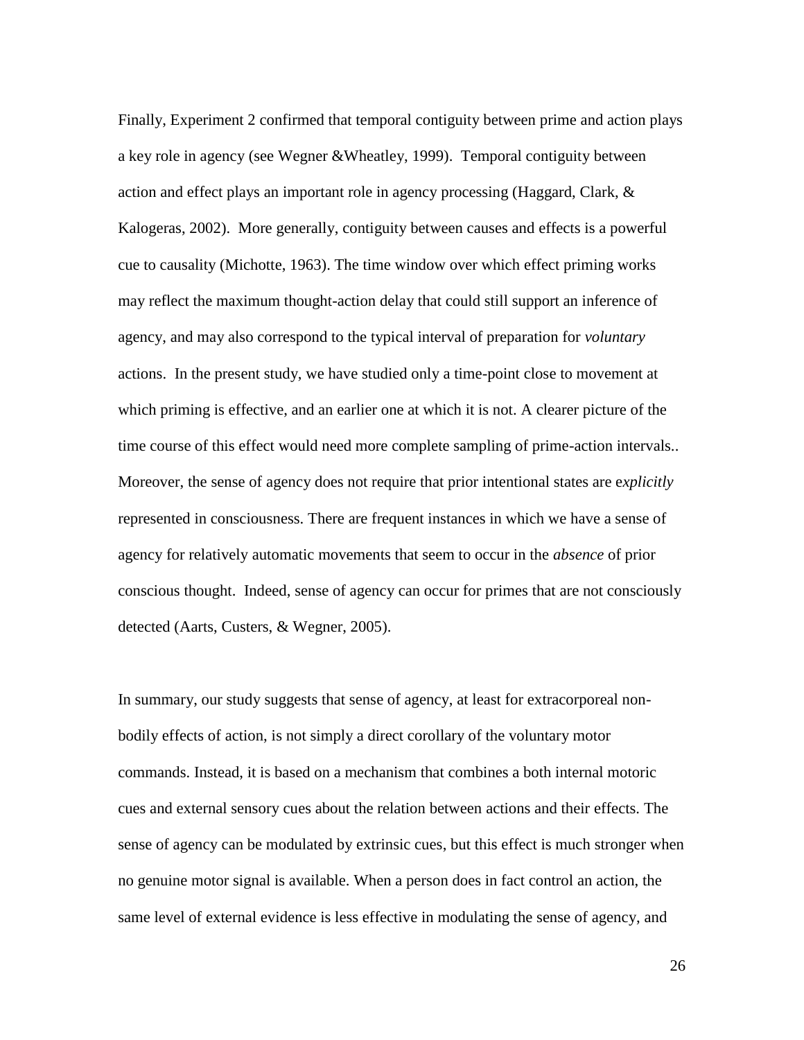Finally, Experiment 2 confirmed that temporal contiguity between prime and action plays a key role in agency (see Wegner &Wheatley, 1999). Temporal contiguity between action and effect plays an important role in agency processing (Haggard, Clark, & Kalogeras, 2002). More generally, contiguity between causes and effects is a powerful cue to causality (Michotte, 1963). The time window over which effect priming works may reflect the maximum thought-action delay that could still support an inference of agency, and may also correspond to the typical interval of preparation for *voluntary* actions. In the present study, we have studied only a time-point close to movement at which priming is effective, and an earlier one at which it is not. A clearer picture of the time course of this effect would need more complete sampling of prime-action intervals.. Moreover, the sense of agency does not require that prior intentional states are e*xplicitly* represented in consciousness. There are frequent instances in which we have a sense of agency for relatively automatic movements that seem to occur in the *absence* of prior conscious thought. Indeed, sense of agency can occur for primes that are not consciously detected (Aarts, Custers, & Wegner, 2005).

In summary, our study suggests that sense of agency, at least for extracorporeal non-bodily effects of action, is not simply a direct corollary of the voluntary motor commands. Instead, it is based on a mechanism that combines a both internal motoric cues and external sensory cues about the relation between actions and their effects. The sense of agency can be modulated by extrinsic cues, but this effect is much stronger when no genuine motor signal is available. When a person does in fact control an action, the same level of external evidence is less effective in modulating the sense of agency, and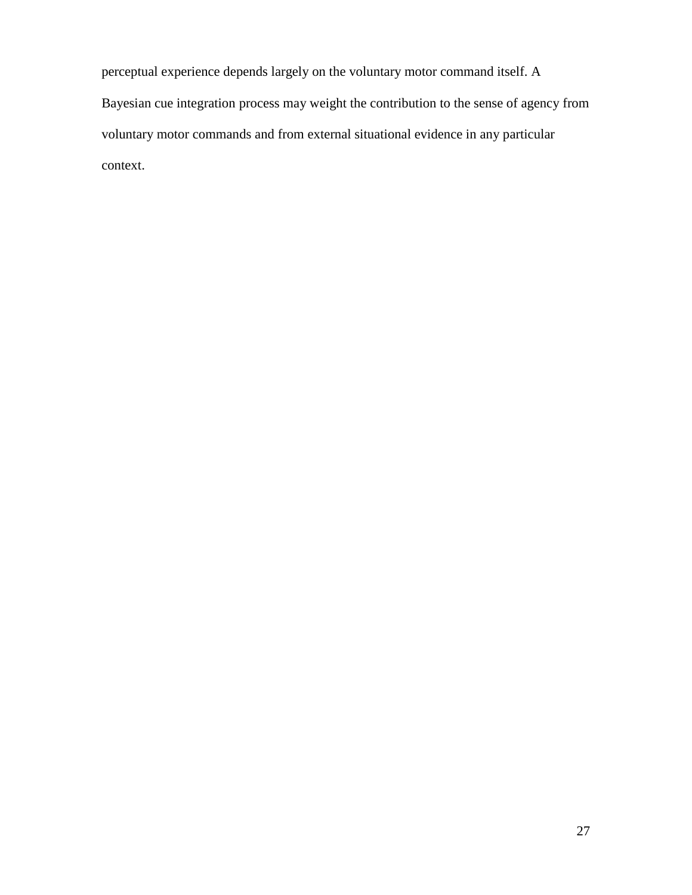perceptual experience depends largely on the voluntary motor command itself. A Bayesian cue integration process may weight the contribution to the sense of agency from voluntary motor commands and from external situational evidence in any particular context.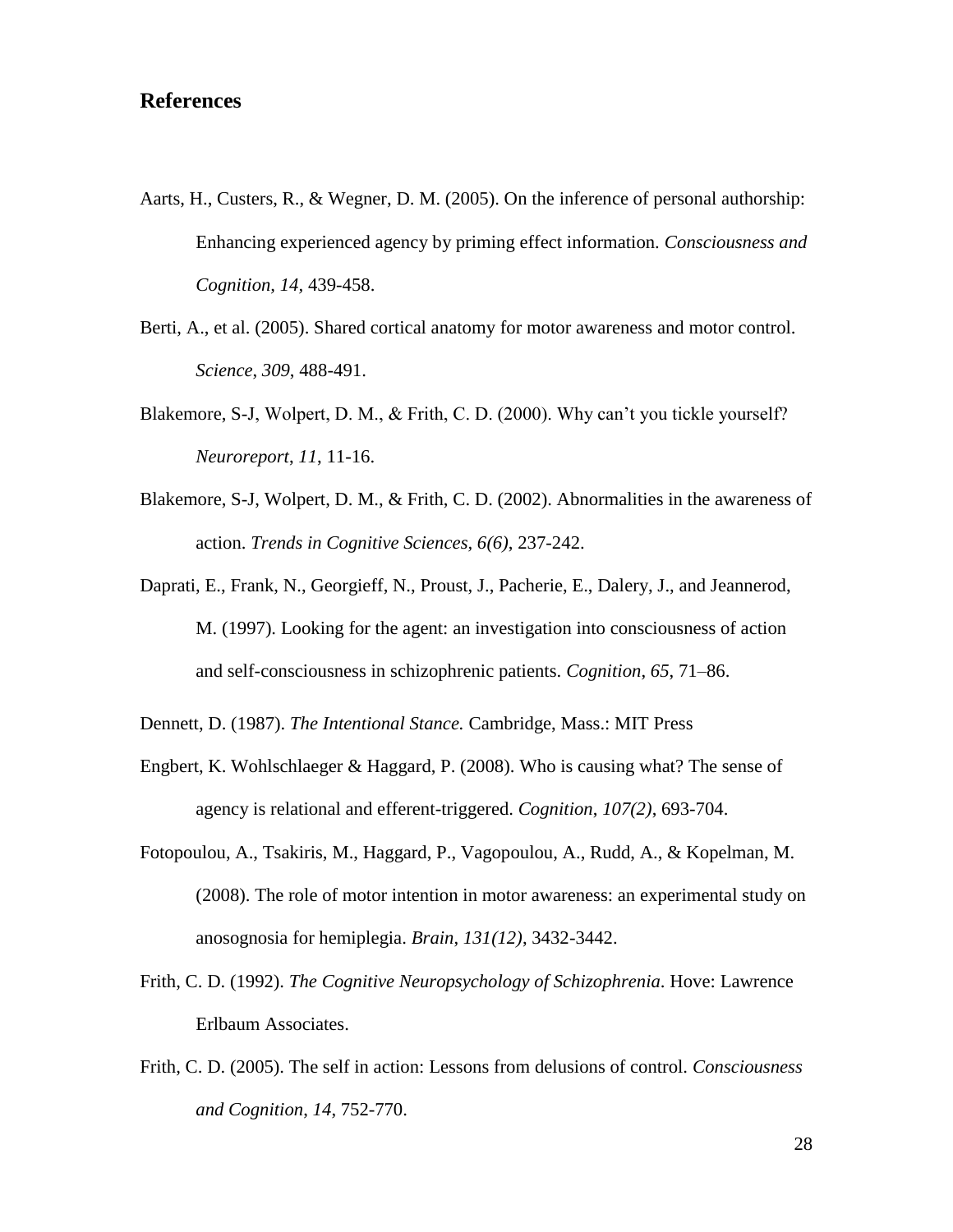## References

Aarts, H., Custers, R., & Wegner, D. M. (2005). On the inference of personal authorship: Enhancing experienced agency by priming effect information. *Consciousness and Cognition, 14*, 439-458.

Berti, A., et al. (2005). Shared cortical anatomy for motor awareness and motor control. *Science*, *309*, 488-491.

Blakemore, S-J, Wolpert, D. M., & Frith, C. D. (2000). Why can't you tickle yourself? *Neuroreport*, *11*, 11-16.

Blakemore, S-J, Wolpert, D. M., & Frith, C. D. (2002). Abnormalities in the awareness of action. *Trends in Cognitive Sciences, 6(6)*, 237-242.

Daprati, E., Frank, N., Georgieff, N., Proust, J., Pacherie, E., Dalery, J., and Jeannerod, M. (1997). Looking for the agent: an investigation into consciousness of action and self-consciousness in schizophrenic patients. *Cognition*, *65*, 71–86.

Dennett, D. (1987). *The Intentional Stance.* Cambridge, Mass.: MIT Press

Engbert, K. Wohlschlaeger & Haggard, P. (2008). Who is causing what? The sense of agency is relational and efferent-triggered. *Cognition*, *107(2)*, 693-704.

Fotopoulou, A., Tsakiris, M., Haggard, P., Vagopoulou, A., Rudd, A., & Kopelman, M. (2008). The role of motor intention in motor awareness: an experimental study on anosognosia for hemiplegia. *Brain*, *131(12)*, 3432-3442.

Frith, C. D. (1992). *The Cognitive Neuropsychology of Schizophrenia*. Hove: Lawrence Erlbaum Associates.

Frith, C. D. (2005). The self in action: Lessons from delusions of control. *Consciousness and Cognition, 14*, 752-770.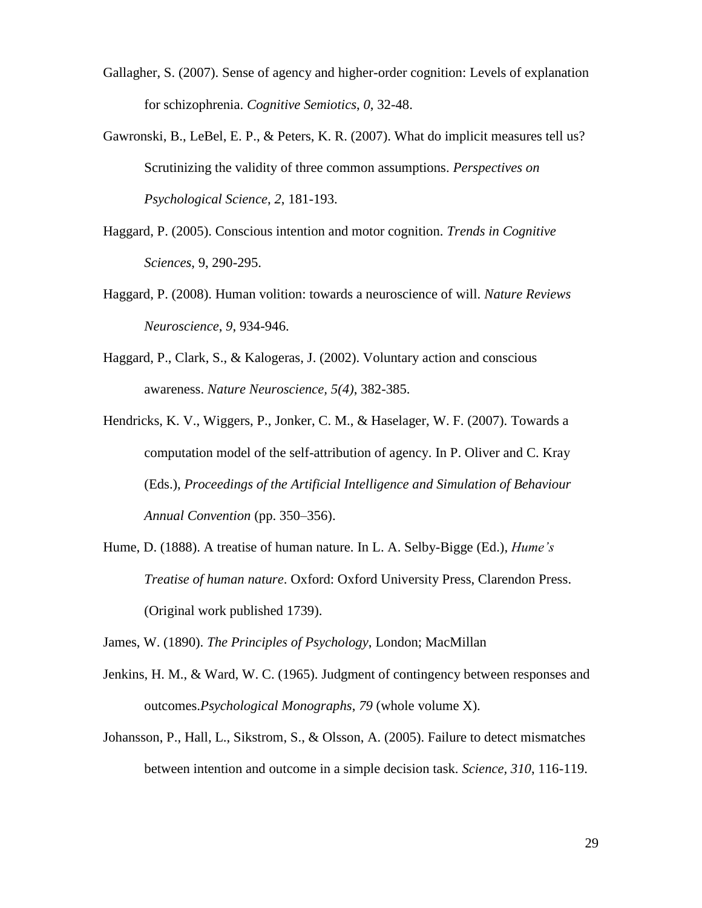Gallagher, S. (2007). Sense of agency and higher-order cognition: Levels of explanation for schizophrenia. *Cognitive Semiotics*, *0*, 32-48.

Gawronski, B., LeBel, E. P., & Peters, K. R. (2007). What do implicit measures tell us? Scrutinizing the validity of three common assumptions. *Perspectives on Psychological Science, 2*, 181-193.

Haggard, P. (2005). Conscious intention and motor cognition. *Trends in Cognitive Sciences*, 9, 290-295.

Haggard, P. (2008). Human volition: towards a neuroscience of will. *Nature Reviews Neuroscience, 9,* 934-946.

Haggard, P., Clark, S., & Kalogeras, J. (2002). Voluntary action and conscious awareness. *Nature Neuroscience, 5(4)*, 382-385.

Hendricks, K. V., Wiggers, P., Jonker, C. M., & Haselager, W. F. (2007). Towards a computation model of the self-attribution of agency. In P. Oliver and C. Kray (Eds.), *Proceedings of the Artificial Intelligence and Simulation of Behaviour Annual Convention* (pp. 350–356).

Hume, D. (1888). A treatise of human nature. In L. A. Selby-Bigge (Ed.), *Hume's Treatise of human nature*. Oxford: Oxford University Press, Clarendon Press. (Original work published 1739).

James, W. (1890). *The Principles of Psychology*, London; MacMillan

Jenkins, H. M., & Ward, W. C. (1965). Judgment of contingency between responses and outcomes.*Psychological Monographs*, *79* (whole volume X).

Johansson, P., Hall, L., Sikstrom, S., & Olsson, A. (2005). Failure to detect mismatches between intention and outcome in a simple decision task. *Science, 310*, 116-119.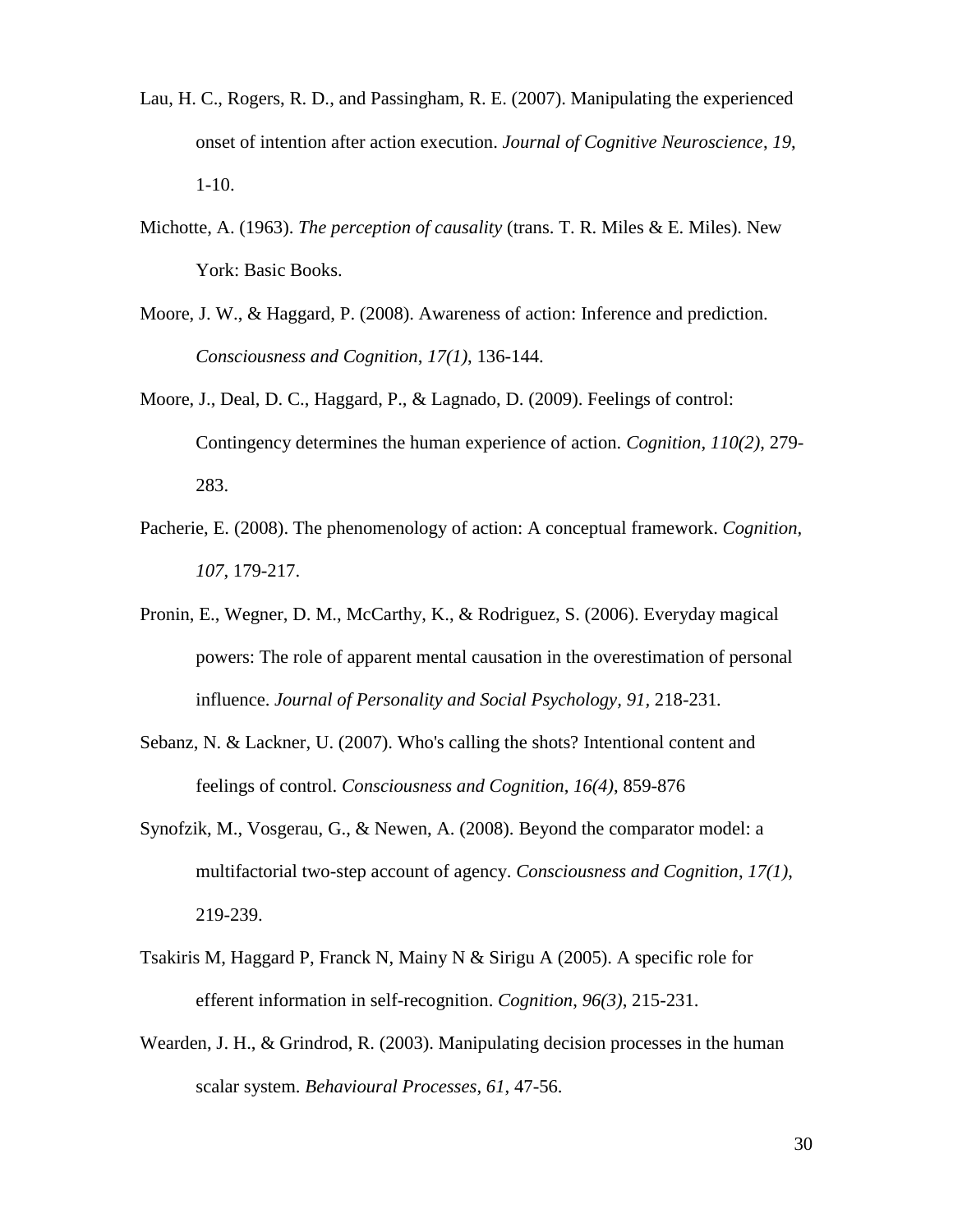Lau, H. C., Rogers, R. D., and Passingham, R. E. (2007). Manipulating the experienced onset of intention after action execution. *Journal of Cognitive Neuroscience*, *19*, 1-10.

Michotte, A. (1963). *The perception of causality* (trans. T. R. Miles & E. Miles). New York: Basic Books.

Moore, J. W., & Haggard, P. (2008). Awareness of action: Inference and prediction. *Consciousness and Cognition*, *17(1)*, 136-144.

Moore, J., Deal, D. C., Haggard, P., & Lagnado, D. (2009). Feelings of control: Contingency determines the human experience of action. *Cognition, 110(2)*, 279-283.

Pacherie, E. (2008). The phenomenology of action: A conceptual framework. *Cognition, 107*, 179-217.

Pronin, E., Wegner, D. M., McCarthy, K., & Rodriguez, S. (2006). Everyday magical powers: The role of apparent mental causation in the overestimation of personal influence. *Journal of Personality and Social Psychology, 91,* 218-231.

Sebanz, N. & Lackner, U. (2007). Who's calling the shots? Intentional content and feelings of control. *Consciousness and Cognition*, *16(4)*, 859-876

Synofzik, M., Vosgerau, G., & Newen, A. (2008). Beyond the comparator model: a multifactorial two-step account of agency. *Consciousness and Cognition*, *17(1)*, 219-239.

Tsakiris M, Haggard P, Franck N, Mainy N & Sirigu A (2005). A specific role for efferent information in self-recognition. *Cognition*, *96(3)*, 215-231.

Wearden, J. H., & Grindrod, R. (2003). Manipulating decision processes in the human scalar system. *Behavioural Processes, 61*, 47-56.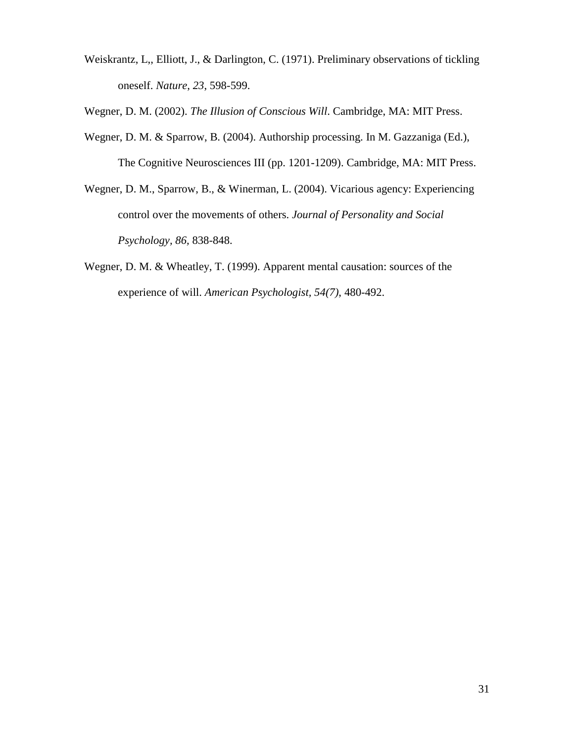Weiskrantz, L,, Elliott, J., & Darlington, C. (1971). Preliminary observations of tickling oneself. *Nature*, *23*, 598-599.

Wegner, D. M. (2002). *The Illusion of Conscious Will*. Cambridge, MA: MIT Press.

Wegner, D. M. & Sparrow, B. (2004). Authorship processing. In M. Gazzaniga (Ed.), The Cognitive Neurosciences III (pp. 1201-1209). Cambridge, MA: MIT Press.

Wegner, D. M., Sparrow, B., & Winerman, L. (2004). Vicarious agency: Experiencing control over the movements of others. *Journal of Personality and Social Psychology*, *86*, 838-848.

Wegner, D. M. & Wheatley, T. (1999). Apparent mental causation: sources of the experience of will. *American Psychologist*, *54(7)*, 480-492.